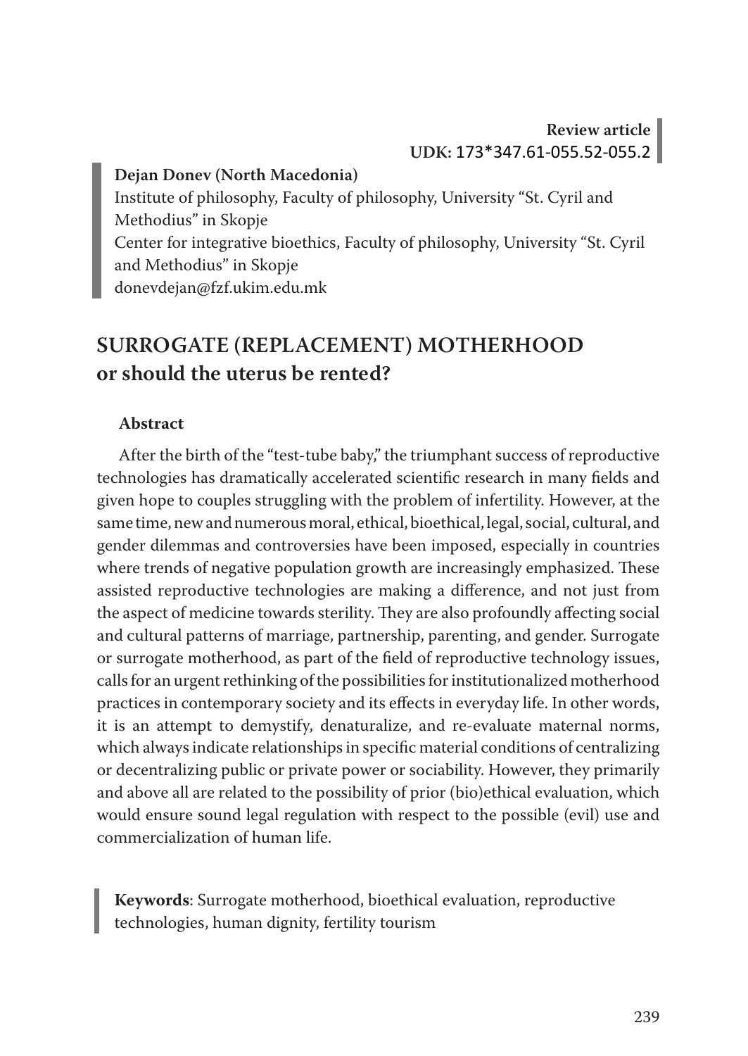**Review article**
UDK: 173*347.61-055.52-055.2

**Dejan Donev (North Macedonia)**
Institute of philosophy, Faculty of philosophy, University "St. Cyril and Methodius" in Skopje
Center for integrative bioethics, Faculty of philosophy, University "St. Cyril and Methodius" in Skopje
donevdejan@fzf.ukim.edu.mk

# SURROGATE (REPLACEMENT) MOTHERHOOD or should the uterus be rented?

**Abstract**

After the birth of the "test-tube baby," the triumphant success of reproductive technologies has dramatically accelerated scientific research in many fields and given hope to couples struggling with the problem of infertility. However, at the same time, new and numerous moral, ethical, bioethical, legal, social, cultural, and gender dilemmas and controversies have been imposed, especially in countries where trends of negative population growth are increasingly emphasized. These assisted reproductive technologies are making a difference, and not just from the aspect of medicine towards sterility. They are also profoundly affecting social and cultural patterns of marriage, partnership, parenting, and gender. Surrogate or surrogate motherhood, as part of the field of reproductive technology issues, calls for an urgent rethinking of the possibilities for institutionalized motherhood practices in contemporary society and its effects in everyday life. In other words, it is an attempt to demystify, denaturalize, and re-evaluate maternal norms, which always indicate relationships in specific material conditions of centralizing or decentralizing public or private power or sociability. However, they primarily and above all are related to the possibility of prior (bio)ethical evaluation, which would ensure sound legal regulation with respect to the possible (evil) use and commercialization of human life.

**Keywords**: Surrogate motherhood, bioethical evaluation, reproductive technologies, human dignity, fertility tourism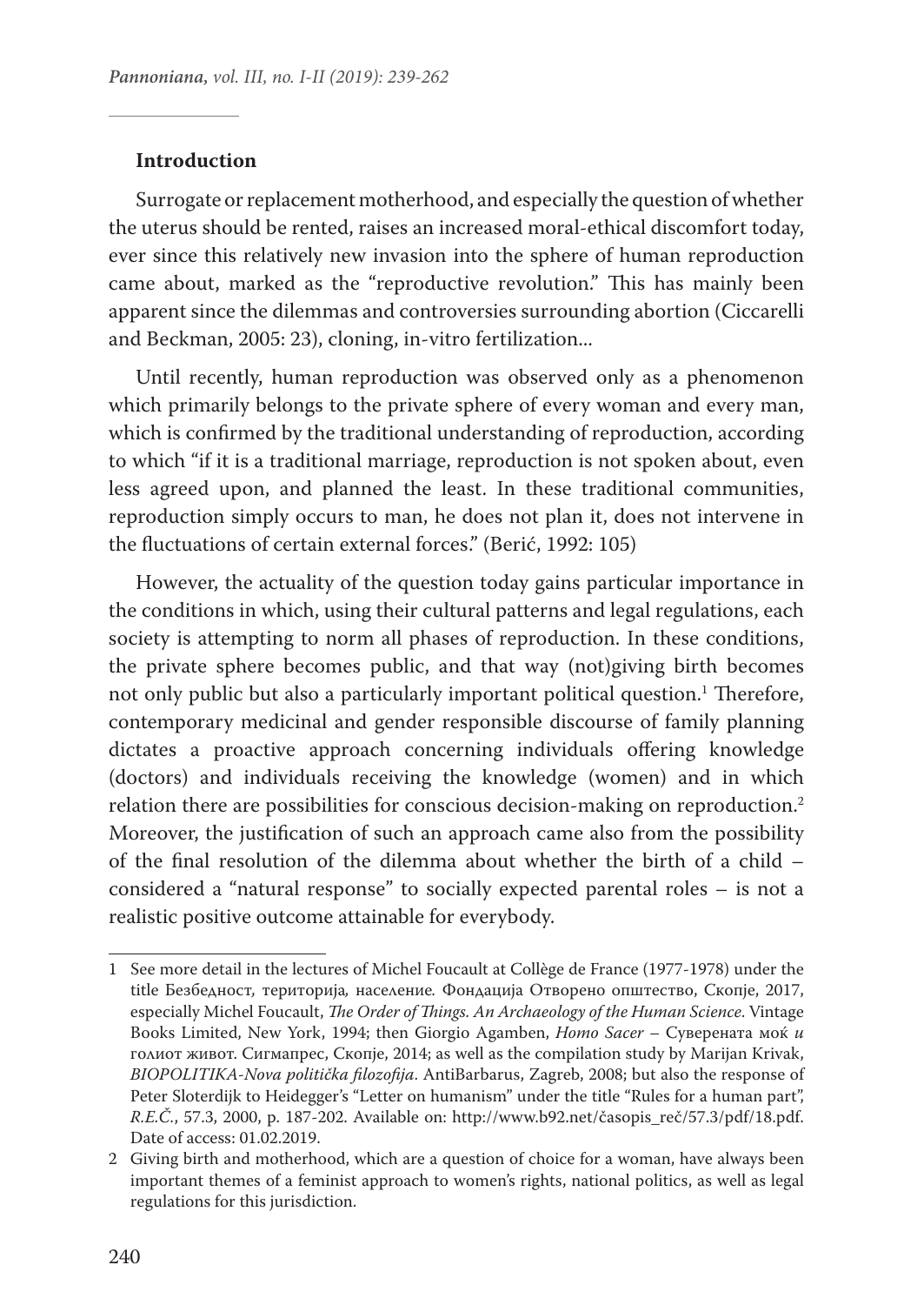## Introduction

Surrogate or replacement motherhood, and especially the question of whether the uterus should be rented, raises an increased moral-ethical discomfort today, ever since this relatively new invasion into the sphere of human reproduction came about, marked as the "reproductive revolution." This has mainly been apparent since the dilemmas and controversies surrounding abortion (Ciccarelli and Beckman, 2005: 23), cloning, in-vitro fertilization...

Until recently, human reproduction was observed only as a phenomenon which primarily belongs to the private sphere of every woman and every man, which is confirmed by the traditional understanding of reproduction, according to which "if it is a traditional marriage, reproduction is not spoken about, even less agreed upon, and planned the least. In these traditional communities, reproduction simply occurs to man, he does not plan it, does not intervene in the fluctuations of certain external forces." (Berić, 1992: 105)

However, the actuality of the question today gains particular importance in the conditions in which, using their cultural patterns and legal regulations, each society is attempting to norm all phases of reproduction. In these conditions, the private sphere becomes public, and that way (not)giving birth becomes not only public but also a particularly important political question.[1] Therefore, contemporary medicinal and gender responsible discourse of family planning dictates a proactive approach concerning individuals offering knowledge (doctors) and individuals receiving the knowledge (women) and in which relation there are possibilities for conscious decision-making on reproduction.[2] Moreover, the justification of such an approach came also from the possibility of the final resolution of the dilemma about whether the birth of a child – considered a "natural response" to socially expected parental roles – is not a realistic positive outcome attainable for everybody.

---

1 See more detail in the lectures of Michel Foucault at Collège de France (1977-1978) under the title Безбедност, територија, население. Фондација Отворено општество, Скопје, 2017, especially Michel Foucault, *The Order of Things. An Archaeology of the Human Science*. Vintage Books Limited, New York, 1994; then Giorgio Agamben, *Homo Sacer* – Суверената моќ *и* голиот живот. Сигмапрес, Скопје, 2014; as well as the compilation study by Marijan Krivak, *BIOPOLITIKA-Nova politička filozofija*. AntiBarbarus, Zagreb, 2008; but also the response of Peter Sloterdijk to Heidegger's "Letter on humanism" under the title "Rules for a human part", *R.E.Č.*, 57.3, 2000, p. 187-202. Available on: http://www.b92.net/časopis_reč/57.3/pdf/18.pdf. Date of access: 01.02.2019.

2 Giving birth and motherhood, which are a question of choice for a woman, have always been important themes of a feminist approach to women's rights, national politics, as well as legal regulations for this jurisdiction.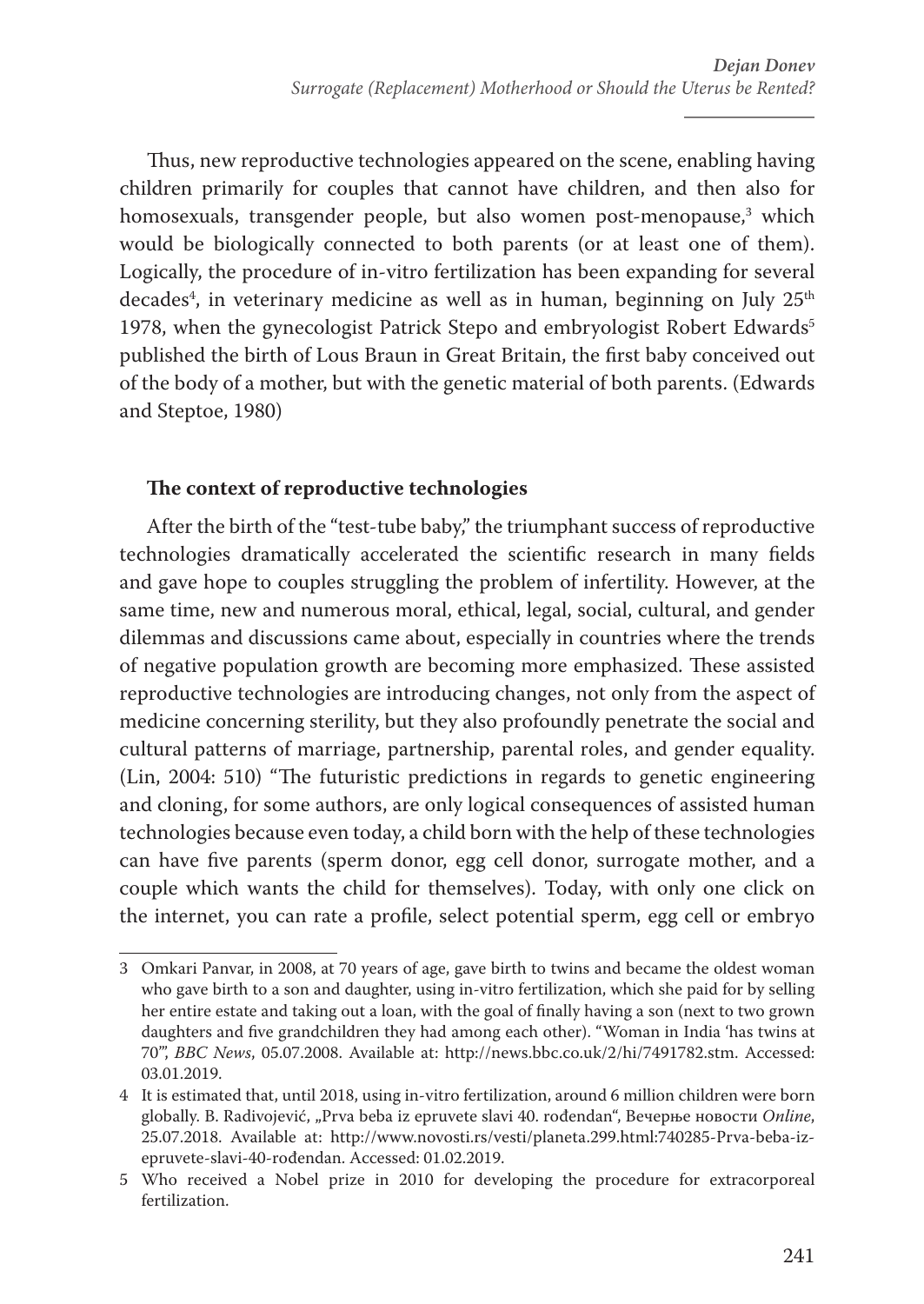Thus, new reproductive technologies appeared on the scene, enabling having children primarily for couples that cannot have children, and then also for homosexuals, transgender people, but also women post-menopause,[3] which would be biologically connected to both parents (or at least one of them). Logically, the procedure of in-vitro fertilization has been expanding for several decades[4], in veterinary medicine as well as in human, beginning on July 25th 1978, when the gynecologist Patrick Stepo and embryologist Robert Edwards[5] published the birth of Lous Braun in Great Britain, the first baby conceived out of the body of a mother, but with the genetic material of both parents. (Edwards and Steptoe, 1980)

### The context of reproductive technologies

After the birth of the "test-tube baby," the triumphant success of reproductive technologies dramatically accelerated the scientific research in many fields and gave hope to couples struggling the problem of infertility. However, at the same time, new and numerous moral, ethical, legal, social, cultural, and gender dilemmas and discussions came about, especially in countries where the trends of negative population growth are becoming more emphasized. These assisted reproductive technologies are introducing changes, not only from the aspect of medicine concerning sterility, but they also profoundly penetrate the social and cultural patterns of marriage, partnership, parental roles, and gender equality. (Lin, 2004: 510) "The futuristic predictions in regards to genetic engineering and cloning, for some authors, are only logical consequences of assisted human technologies because even today, a child born with the help of these technologies can have five parents (sperm donor, egg cell donor, surrogate mother, and a couple which wants the child for themselves). Today, with only one click on the internet, you can rate a profile, select potential sperm, egg cell or embryo

---

3 Omkari Panvar, in 2008, at 70 years of age, gave birth to twins and became the oldest woman who gave birth to a son and daughter, using in-vitro fertilization, which she paid for by selling her entire estate and taking out a loan, with the goal of finally having a son (next to two grown daughters and five grandchildren they had among each other). "Woman in India 'has twins at 70'", *BBC News*, 05.07.2008. Available at: http://news.bbc.co.uk/2/hi/7491782.stm. Accessed: 03.01.2019.

4 It is estimated that, until 2018, using in-vitro fertilization, around 6 million children were born globally. B. Radivojević, „Prva beba iz epruvete slavi 40. rođendan", Вечерње новости *Online*, 25.07.2018. Available at: http://www.novosti.rs/vesti/planeta.299.html:740285-Prva-beba-iz-epruvete-slavi-40-rođendan. Accessed: 01.02.2019.

5 Who received a Nobel prize in 2010 for developing the procedure for extracorporeal fertilization.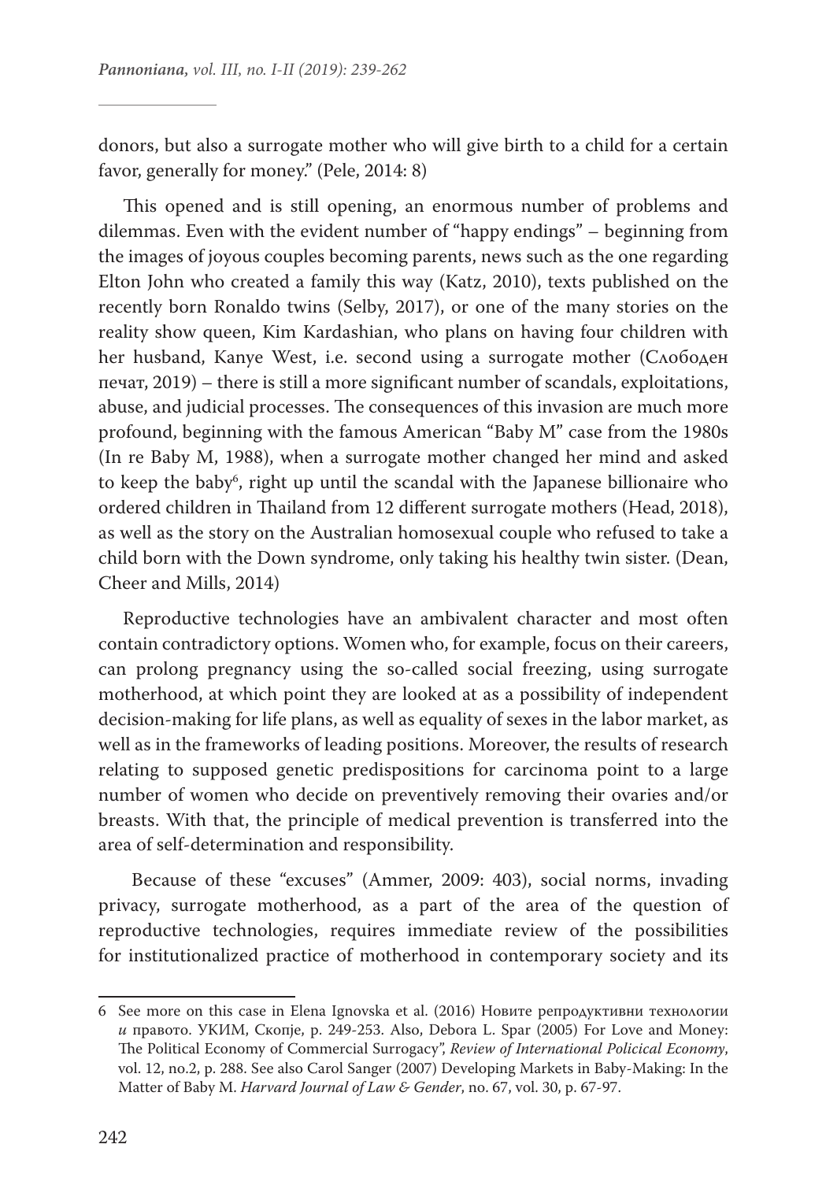donors, but also a surrogate mother who will give birth to a child for a certain favor, generally for money." (Pele, 2014: 8)

This opened and is still opening, an enormous number of problems and dilemmas. Even with the evident number of "happy endings" – beginning from the images of joyous couples becoming parents, news such as the one regarding Elton John who created a family this way (Katz, 2010), texts published on the recently born Ronaldo twins (Selby, 2017), or one of the many stories on the reality show queen, Kim Kardashian, who plans on having four children with her husband, Kanye West, i.e. second using a surrogate mother (Слободен печат, 2019) – there is still a more significant number of scandals, exploitations, abuse, and judicial processes. The consequences of this invasion are much more profound, beginning with the famous American "Baby M" case from the 1980s (In re Baby M, 1988), when a surrogate mother changed her mind and asked to keep the baby[6], right up until the scandal with the Japanese billionaire who ordered children in Thailand from 12 different surrogate mothers (Head, 2018), as well as the story on the Australian homosexual couple who refused to take a child born with the Down syndrome, only taking his healthy twin sister. (Dean, Cheer and Mills, 2014)

Reproductive technologies have an ambivalent character and most often contain contradictory options. Women who, for example, focus on their careers, can prolong pregnancy using the so-called social freezing, using surrogate motherhood, at which point they are looked at as a possibility of independent decision-making for life plans, as well as equality of sexes in the labor market, as well as in the frameworks of leading positions. Moreover, the results of research relating to supposed genetic predispositions for carcinoma point to a large number of women who decide on preventively removing their ovaries and/or breasts. With that, the principle of medical prevention is transferred into the area of self-determination and responsibility.

Because of these "excuses" (Ammer, 2009: 403), social norms, invading privacy, surrogate motherhood, as a part of the area of the question of reproductive technologies, requires immediate review of the possibilities for institutionalized practice of motherhood in contemporary society and its

---

6 See more on this case in Elena Ignovska et al. (2016) Новите репродуктивни технологии *и* правото. УКИМ, Скопје, p. 249-253. Also, Debora L. Spar (2005) For Love and Money: The Political Economy of Commercial Surrogacy", *Review of International Policical Economy*, vol. 12, no.2, p. 288. See also Carol Sanger (2007) Developing Markets in Baby-Making: In the Matter of Baby M. *Harvard Journal of Law & Gender*, no. 67, vol. 30, p. 67-97.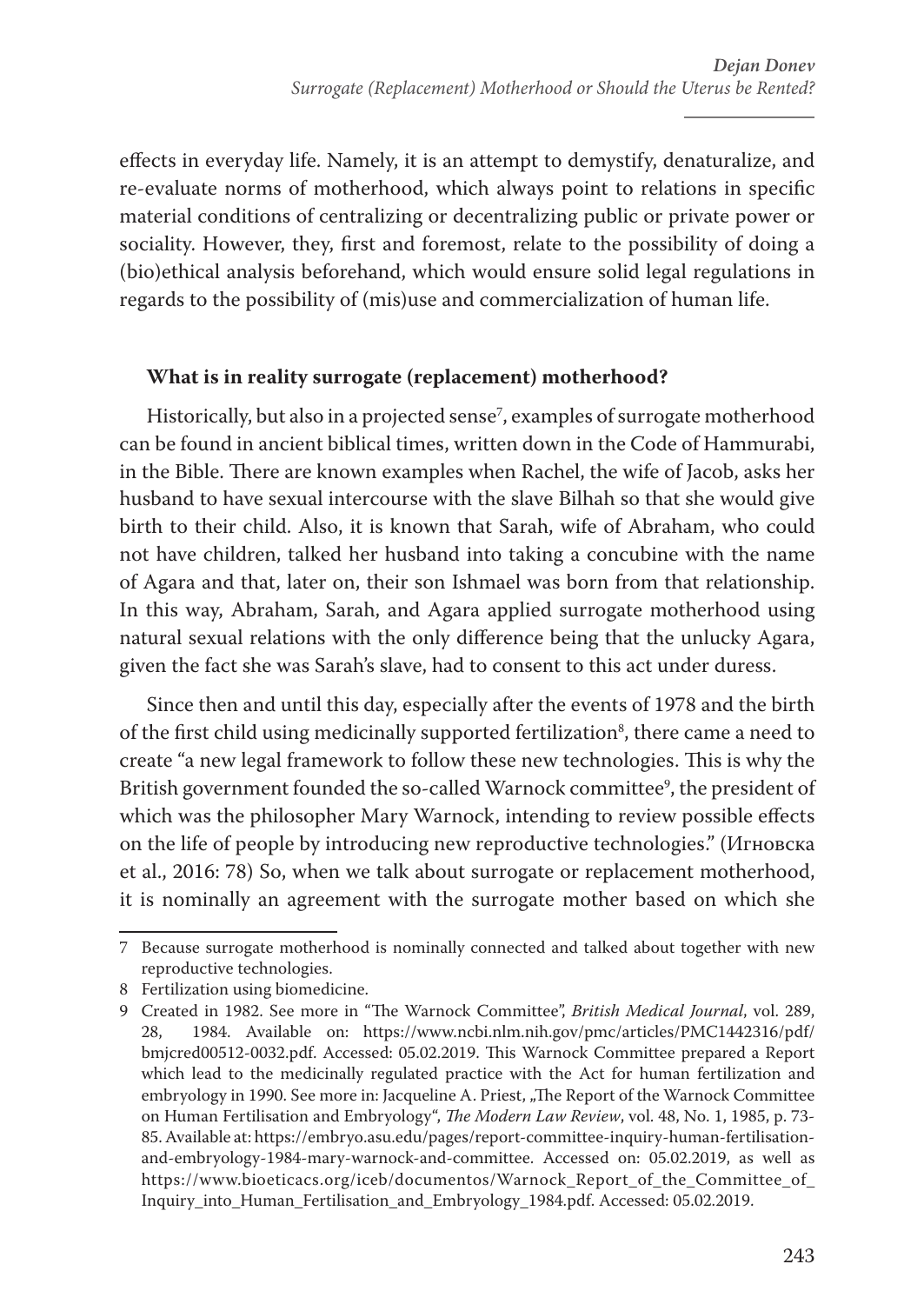effects in everyday life. Namely, it is an attempt to demystify, denaturalize, and re-evaluate norms of motherhood, which always point to relations in specific material conditions of centralizing or decentralizing public or private power or sociality. However, they, first and foremost, relate to the possibility of doing a (bio)ethical analysis beforehand, which would ensure solid legal regulations in regards to the possibility of (mis)use and commercialization of human life.

**What is in reality surrogate (replacement) motherhood?**

Historically, but also in a projected sense[7], examples of surrogate motherhood can be found in ancient biblical times, written down in the Code of Hammurabi, in the Bible. There are known examples when Rachel, the wife of Jacob, asks her husband to have sexual intercourse with the slave Bilhah so that she would give birth to their child. Also, it is known that Sarah, wife of Abraham, who could not have children, talked her husband into taking a concubine with the name of Agara and that, later on, their son Ishmael was born from that relationship. In this way, Abraham, Sarah, and Agara applied surrogate motherhood using natural sexual relations with the only difference being that the unlucky Agara, given the fact she was Sarah's slave, had to consent to this act under duress.

Since then and until this day, especially after the events of 1978 and the birth of the first child using medicinally supported fertilization[8], there came a need to create "a new legal framework to follow these new technologies. This is why the British government founded the so-called Warnock committee[9], the president of which was the philosopher Mary Warnock, intending to review possible effects on the life of people by introducing new reproductive technologies." (Игновска et al., 2016: 78) So, when we talk about surrogate or replacement motherhood, it is nominally an agreement with the surrogate mother based on which she

---

7 Because surrogate motherhood is nominally connected and talked about together with new reproductive technologies.

8 Fertilization using biomedicine.

9 Created in 1982. See more in "The Warnock Committee", *British Medical Journal*, vol. 289, 28, 1984. Available on: https://www.ncbi.nlm.nih.gov/pmc/articles/PMC1442316/pdf/bmjcred00512-0032.pdf. Accessed: 05.02.2019. This Warnock Committee prepared a Report which lead to the medicinally regulated practice with the Act for human fertilization and embryology in 1990. See more in: Jacqueline A. Priest, „The Report of the Warnock Committee on Human Fertilisation and Embryology", *The Modern Law Review*, vol. 48, No. 1, 1985, p. 73-85. Available at: https://embryo.asu.edu/pages/report-committee-inquiry-human-fertilisation-and-embryology-1984-mary-warnock-and-committee. Accessed on: 05.02.2019, as well as https://www.bioeticacs.org/iceb/documentos/Warnock_Report_of_the_Committee_of_Inquiry_into_Human_Fertilisation_and_Embryology_1984.pdf. Accessed: 05.02.2019.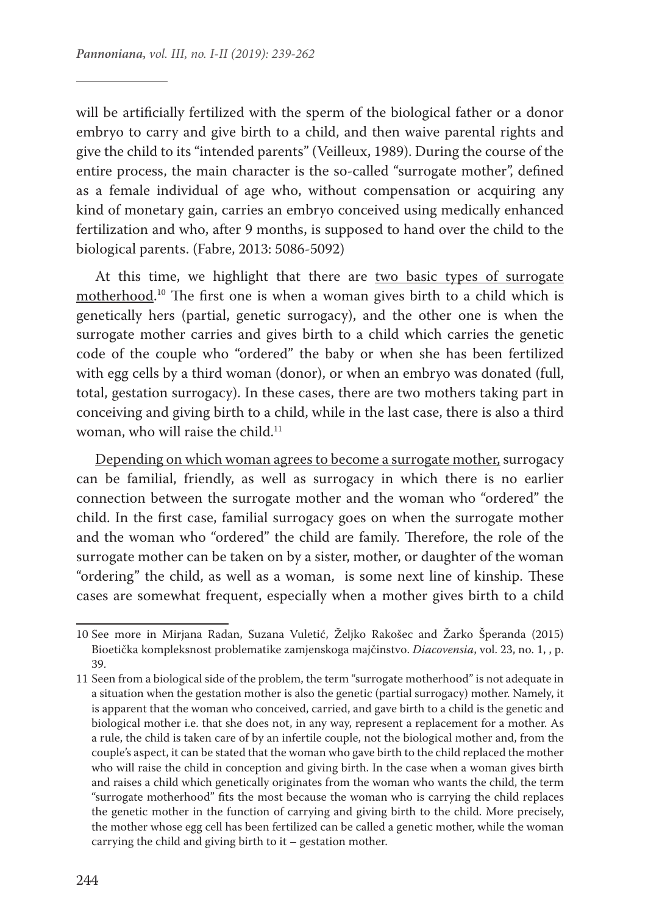will be artificially fertilized with the sperm of the biological father or a donor embryo to carry and give birth to a child, and then waive parental rights and give the child to its "intended parents" (Veilleux, 1989). During the course of the entire process, the main character is the so-called "surrogate mother", defined as a female individual of age who, without compensation or acquiring any kind of monetary gain, carries an embryo conceived using medically enhanced fertilization and who, after 9 months, is supposed to hand over the child to the biological parents. (Fabre, 2013: 5086-5092)

At this time, we highlight that there are two basic types of surrogate motherhood.[10] The first one is when a woman gives birth to a child which is genetically hers (partial, genetic surrogacy), and the other one is when the surrogate mother carries and gives birth to a child which carries the genetic code of the couple who "ordered" the baby or when she has been fertilized with egg cells by a third woman (donor), or when an embryo was donated (full, total, gestation surrogacy). In these cases, there are two mothers taking part in conceiving and giving birth to a child, while in the last case, there is also a third woman, who will raise the child.[11]

Depending on which woman agrees to become a surrogate mother, surrogacy can be familial, friendly, as well as surrogacy in which there is no earlier connection between the surrogate mother and the woman who "ordered" the child. In the first case, familial surrogacy goes on when the surrogate mother and the woman who "ordered" the child are family. Therefore, the role of the surrogate mother can be taken on by a sister, mother, or daughter of the woman "ordering" the child, as well as a woman,  is some next line of kinship. These cases are somewhat frequent, especially when a mother gives birth to a child

10 See more in Mirjana Radan, Suzana Vuletić, Željko Rakošec and Žarko Šperanda (2015) Bioetička kompleksnost problematike zamjenskoga majčinstvo. *Diacovensia*, vol. 23, no. 1, , p. 39.

11 Seen from a biological side of the problem, the term "surrogate motherhood" is not adequate in a situation when the gestation mother is also the genetic (partial surrogacy) mother. Namely, it is apparent that the woman who conceived, carried, and gave birth to a child is the genetic and biological mother i.e. that she does not, in any way, represent a replacement for a mother. As a rule, the child is taken care of by an infertile couple, not the biological mother and, from the couple's aspect, it can be stated that the woman who gave birth to the child replaced the mother who will raise the child in conception and giving birth. In the case when a woman gives birth and raises a child which genetically originates from the woman who wants the child, the term "surrogate motherhood" fits the most because the woman who is carrying the child replaces the genetic mother in the function of carrying and giving birth to the child. More precisely, the mother whose egg cell has been fertilized can be called a genetic mother, while the woman carrying the child and giving birth to it – gestation mother.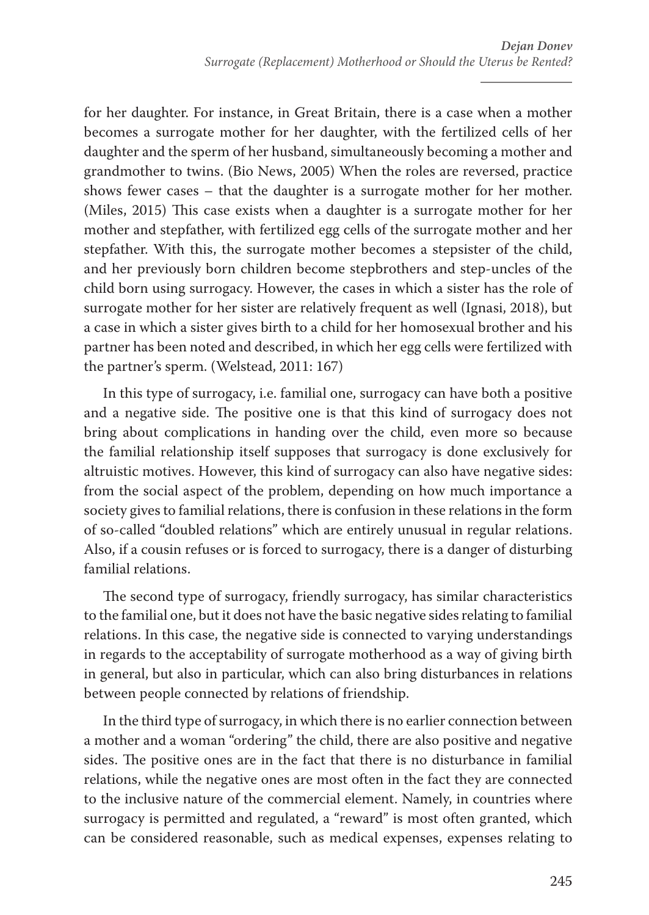for her daughter. For instance, in Great Britain, there is a case when a mother becomes a surrogate mother for her daughter, with the fertilized cells of her daughter and the sperm of her husband, simultaneously becoming a mother and grandmother to twins. (Bio News, 2005) When the roles are reversed, practice shows fewer cases – that the daughter is a surrogate mother for her mother. (Miles, 2015) This case exists when a daughter is a surrogate mother for her mother and stepfather, with fertilized egg cells of the surrogate mother and her stepfather. With this, the surrogate mother becomes a stepsister of the child, and her previously born children become stepbrothers and step-uncles of the child born using surrogacy. However, the cases in which a sister has the role of surrogate mother for her sister are relatively frequent as well (Ignasi, 2018), but a case in which a sister gives birth to a child for her homosexual brother and his partner has been noted and described, in which her egg cells were fertilized with the partner's sperm. (Welstead, 2011: 167)

In this type of surrogacy, i.e. familial one, surrogacy can have both a positive and a negative side. The positive one is that this kind of surrogacy does not bring about complications in handing over the child, even more so because the familial relationship itself supposes that surrogacy is done exclusively for altruistic motives. However, this kind of surrogacy can also have negative sides: from the social aspect of the problem, depending on how much importance a society gives to familial relations, there is confusion in these relations in the form of so-called "doubled relations" which are entirely unusual in regular relations. Also, if a cousin refuses or is forced to surrogacy, there is a danger of disturbing familial relations.

The second type of surrogacy, friendly surrogacy, has similar characteristics to the familial one, but it does not have the basic negative sides relating to familial relations. In this case, the negative side is connected to varying understandings in regards to the acceptability of surrogate motherhood as a way of giving birth in general, but also in particular, which can also bring disturbances in relations between people connected by relations of friendship.

In the third type of surrogacy, in which there is no earlier connection between a mother and a woman "ordering" the child, there are also positive and negative sides. The positive ones are in the fact that there is no disturbance in familial relations, while the negative ones are most often in the fact they are connected to the inclusive nature of the commercial element. Namely, in countries where surrogacy is permitted and regulated, a "reward" is most often granted, which can be considered reasonable, such as medical expenses, expenses relating to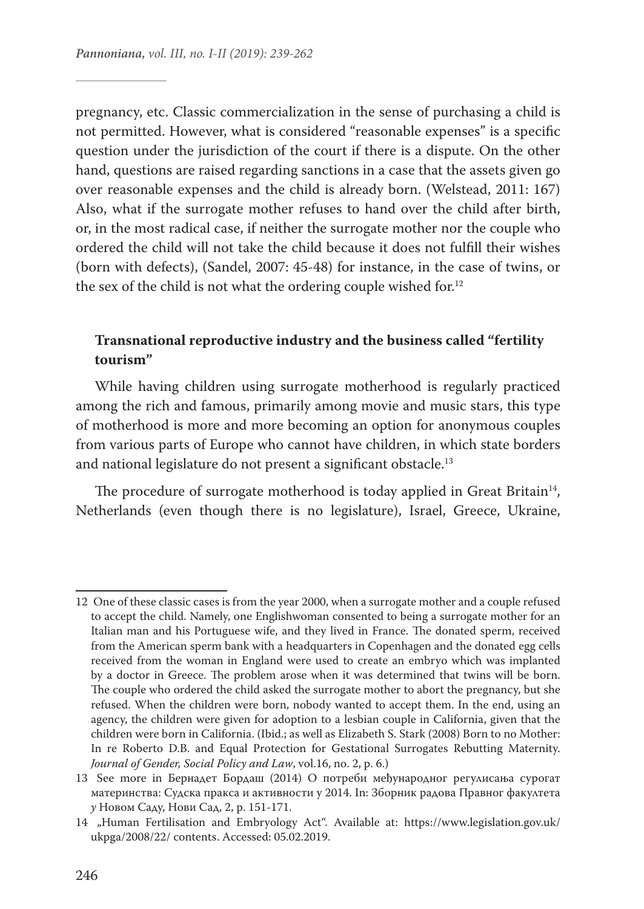pregnancy, etc. Classic commercialization in the sense of purchasing a child is not permitted. However, what is considered "reasonable expenses" is a specific question under the jurisdiction of the court if there is a dispute. On the other hand, questions are raised regarding sanctions in a case that the assets given go over reasonable expenses and the child is already born. (Welstead, 2011: 167) Also, what if the surrogate mother refuses to hand over the child after birth, or, in the most radical case, if neither the surrogate mother nor the couple who ordered the child will not take the child because it does not fulfill their wishes (born with defects), (Sandel, 2007: 45-48) for instance, in the case of twins, or the sex of the child is not what the ordering couple wished for.[12]

### Transnational reproductive industry and the business called "fertility tourism"

While having children using surrogate motherhood is regularly practiced among the rich and famous, primarily among movie and music stars, this type of motherhood is more and more becoming an option for anonymous couples from various parts of Europe who cannot have children, in which state borders and national legislature do not present a significant obstacle.[13]

The procedure of surrogate motherhood is today applied in Great Britain[14], Netherlands (even though there is no legislature), Israel, Greece, Ukraine,

---

12 One of these classic cases is from the year 2000, when a surrogate mother and a couple refused to accept the child. Namely, one Englishwoman consented to being a surrogate mother for an Italian man and his Portuguese wife, and they lived in France. The donated sperm, received from the American sperm bank with a headquarters in Copenhagen and the donated egg cells received from the woman in England were used to create an embryo which was implanted by a doctor in Greece. The problem arose when it was determined that twins will be born. The couple who ordered the child asked the surrogate mother to abort the pregnancy, but she refused. When the children were born, nobody wanted to accept them. In the end, using an agency, the children were given for adoption to a lesbian couple in California, given that the children were born in California. (Ibid.; as well as Elizabeth S. Stark (2008) Born to no Mother: In re Roberto D.B. and Equal Protection for Gestational Surrogates Rebutting Maternity. *Journal of Gender, Social Policy and Law*, vol.16, no. 2, p. 6.)

13 See more in Бернадет Бордаш (2014) О потреби међународног регулисања сурогат материнства: Судска пракса и активности у 2014. In: Зборник радова Правног факултета *у* Новом Саду, Нови Сад, 2, p. 151-171.

14 „Human Fertilisation and Embryology Act". Available at: https://www.legislation.gov.uk/ukpga/2008/22/ contents. Accessed: 05.02.2019.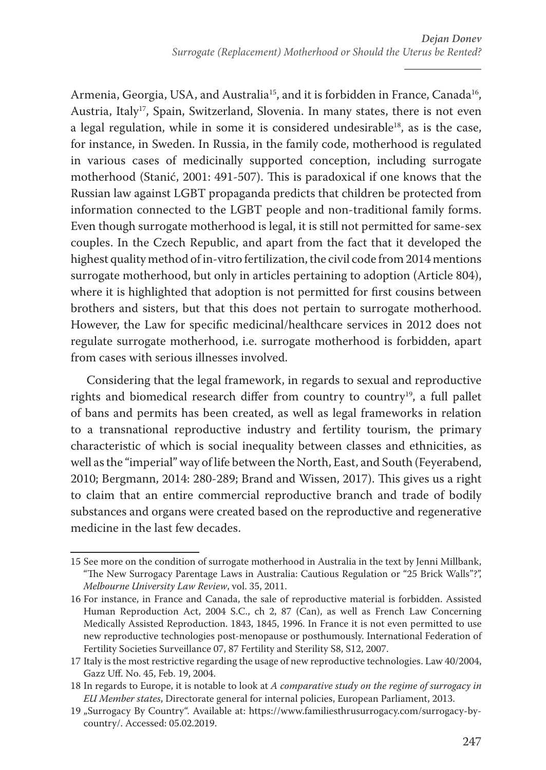Armenia, Georgia, USA, and Australia[15], and it is forbidden in France, Canada[16], Austria, Italy[17], Spain, Switzerland, Slovenia. In many states, there is not even a legal regulation, while in some it is considered undesirable[18], as is the case, for instance, in Sweden. In Russia, in the family code, motherhood is regulated in various cases of medicinally supported conception, including surrogate motherhood (Stanić, 2001: 491-507). This is paradoxical if one knows that the Russian law against LGBT propaganda predicts that children be protected from information connected to the LGBT people and non-traditional family forms. Even though surrogate motherhood is legal, it is still not permitted for same-sex couples. In the Czech Republic, and apart from the fact that it developed the highest quality method of in-vitro fertilization, the civil code from 2014 mentions surrogate motherhood, but only in articles pertaining to adoption (Article 804), where it is highlighted that adoption is not permitted for first cousins between brothers and sisters, but that this does not pertain to surrogate motherhood. However, the Law for specific medicinal/healthcare services in 2012 does not regulate surrogate motherhood, i.e. surrogate motherhood is forbidden, apart from cases with serious illnesses involved.

Considering that the legal framework, in regards to sexual and reproductive rights and biomedical research differ from country to country[19], a full pallet of bans and permits has been created, as well as legal frameworks in relation to a transnational reproductive industry and fertility tourism, the primary characteristic of which is social inequality between classes and ethnicities, as well as the "imperial" way of life between the North, East, and South (Feyerabend, 2010; Bergmann, 2014: 280-289; Brand and Wissen, 2017). This gives us a right to claim that an entire commercial reproductive branch and trade of bodily substances and organs were created based on the reproductive and regenerative medicine in the last few decades.

---

15 See more on the condition of surrogate motherhood in Australia in the text by Jenni Millbank, "The New Surrogacy Parentage Laws in Australia: Cautious Regulation or "25 Brick Walls"?", *Melbourne University Law Review*, vol. 35, 2011.

16 For instance, in France and Canada, the sale of reproductive material is forbidden. Assisted Human Reproduction Act, 2004 S.C., ch 2, 87 (Can), as well as French Law Concerning Medically Assisted Reproduction. 1843, 1845, 1996. In France it is not even permitted to use new reproductive technologies post-menopause or posthumously. International Federation of Fertility Societies Surveillance 07, 87 Fertility and Sterility S8, S12, 2007.

17 Italy is the most restrictive regarding the usage of new reproductive technologies. Law 40/2004, Gazz Uff. No. 45, Feb. 19, 2004.

18 In regards to Europe, it is notable to look at *A comparative study on the regime of surrogacy in EU Member states*, Directorate general for internal policies, European Parliament, 2013.

19 „Surrogacy By Country". Available at: https://www.familiesthrusurrogacy.com/surrogacy-by-country/. Accessed: 05.02.2019.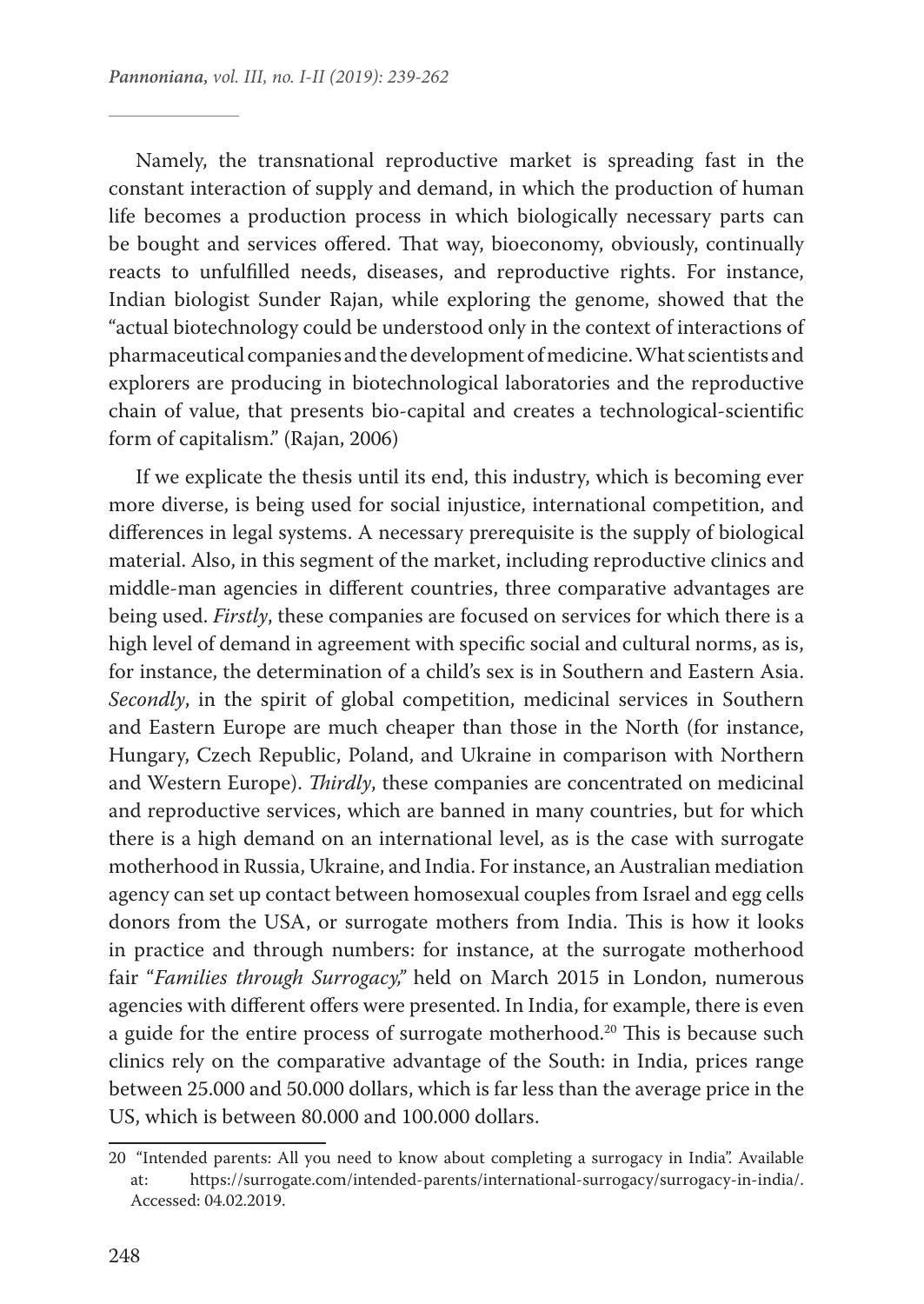Namely, the transnational reproductive market is spreading fast in the constant interaction of supply and demand, in which the production of human life becomes a production process in which biologically necessary parts can be bought and services offered. That way, bioeconomy, obviously, continually reacts to unfulfilled needs, diseases, and reproductive rights. For instance, Indian biologist Sunder Rajan, while exploring the genome, showed that the "actual biotechnology could be understood only in the context of interactions of pharmaceutical companies and the development of medicine. What scientists and explorers are producing in biotechnological laboratories and the reproductive chain of value, that presents bio-capital and creates a technological-scientific form of capitalism." (Rajan, 2006)

If we explicate the thesis until its end, this industry, which is becoming ever more diverse, is being used for social injustice, international competition, and differences in legal systems. A necessary prerequisite is the supply of biological material. Also, in this segment of the market, including reproductive clinics and middle-man agencies in different countries, three comparative advantages are being used. *Firstly*, these companies are focused on services for which there is a high level of demand in agreement with specific social and cultural norms, as is, for instance, the determination of a child's sex is in Southern and Eastern Asia. *Secondly*, in the spirit of global competition, medicinal services in Southern and Eastern Europe are much cheaper than those in the North (for instance, Hungary, Czech Republic, Poland, and Ukraine in comparison with Northern and Western Europe). *Thirdly*, these companies are concentrated on medicinal and reproductive services, which are banned in many countries, but for which there is a high demand on an international level, as is the case with surrogate motherhood in Russia, Ukraine, and India. For instance, an Australian mediation agency can set up contact between homosexual couples from Israel and egg cells donors from the USA, or surrogate mothers from India. This is how it looks in practice and through numbers: for instance, at the surrogate motherhood fair "*Families through Surrogacy*," held on March 2015 in London, numerous agencies with different offers were presented. In India, for example, there is even a guide for the entire process of surrogate motherhood.[20] This is because such clinics rely on the comparative advantage of the South: in India, prices range between 25.000 and 50.000 dollars, which is far less than the average price in the US, which is between 80.000 and 100.000 dollars.

---

20 "Intended parents: All you need to know about completing a surrogacy in India". Available at: https://surrogate.com/intended-parents/international-surrogacy/surrogacy-in-india/. Accessed: 04.02.2019.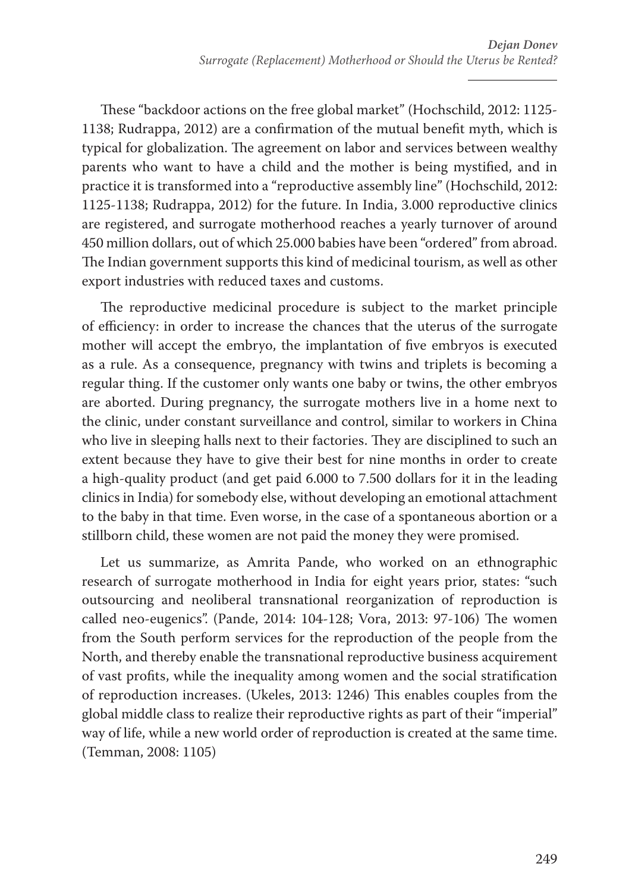These "backdoor actions on the free global market" (Hochschild, 2012: 1125-1138; Rudrappa, 2012) are a confirmation of the mutual benefit myth, which is typical for globalization. The agreement on labor and services between wealthy parents who want to have a child and the mother is being mystified, and in practice it is transformed into a "reproductive assembly line" (Hochschild, 2012: 1125-1138; Rudrappa, 2012) for the future. In India, 3.000 reproductive clinics are registered, and surrogate motherhood reaches a yearly turnover of around 450 million dollars, out of which 25.000 babies have been "ordered" from abroad. The Indian government supports this kind of medicinal tourism, as well as other export industries with reduced taxes and customs.

The reproductive medicinal procedure is subject to the market principle of efficiency: in order to increase the chances that the uterus of the surrogate mother will accept the embryo, the implantation of five embryos is executed as a rule. As a consequence, pregnancy with twins and triplets is becoming a regular thing. If the customer only wants one baby or twins, the other embryos are aborted. During pregnancy, the surrogate mothers live in a home next to the clinic, under constant surveillance and control, similar to workers in China who live in sleeping halls next to their factories. They are disciplined to such an extent because they have to give their best for nine months in order to create a high-quality product (and get paid 6.000 to 7.500 dollars for it in the leading clinics in India) for somebody else, without developing an emotional attachment to the baby in that time. Even worse, in the case of a spontaneous abortion or a stillborn child, these women are not paid the money they were promised.

Let us summarize, as Amrita Pande, who worked on an ethnographic research of surrogate motherhood in India for eight years prior, states: "such outsourcing and neoliberal transnational reorganization of reproduction is called neo-eugenics". (Pande, 2014: 104-128; Vora, 2013: 97-106) The women from the South perform services for the reproduction of the people from the North, and thereby enable the transnational reproductive business acquirement of vast profits, while the inequality among women and the social stratification of reproduction increases. (Ukeles, 2013: 1246) This enables couples from the global middle class to realize their reproductive rights as part of their "imperial" way of life, while a new world order of reproduction is created at the same time. (Temman, 2008: 1105)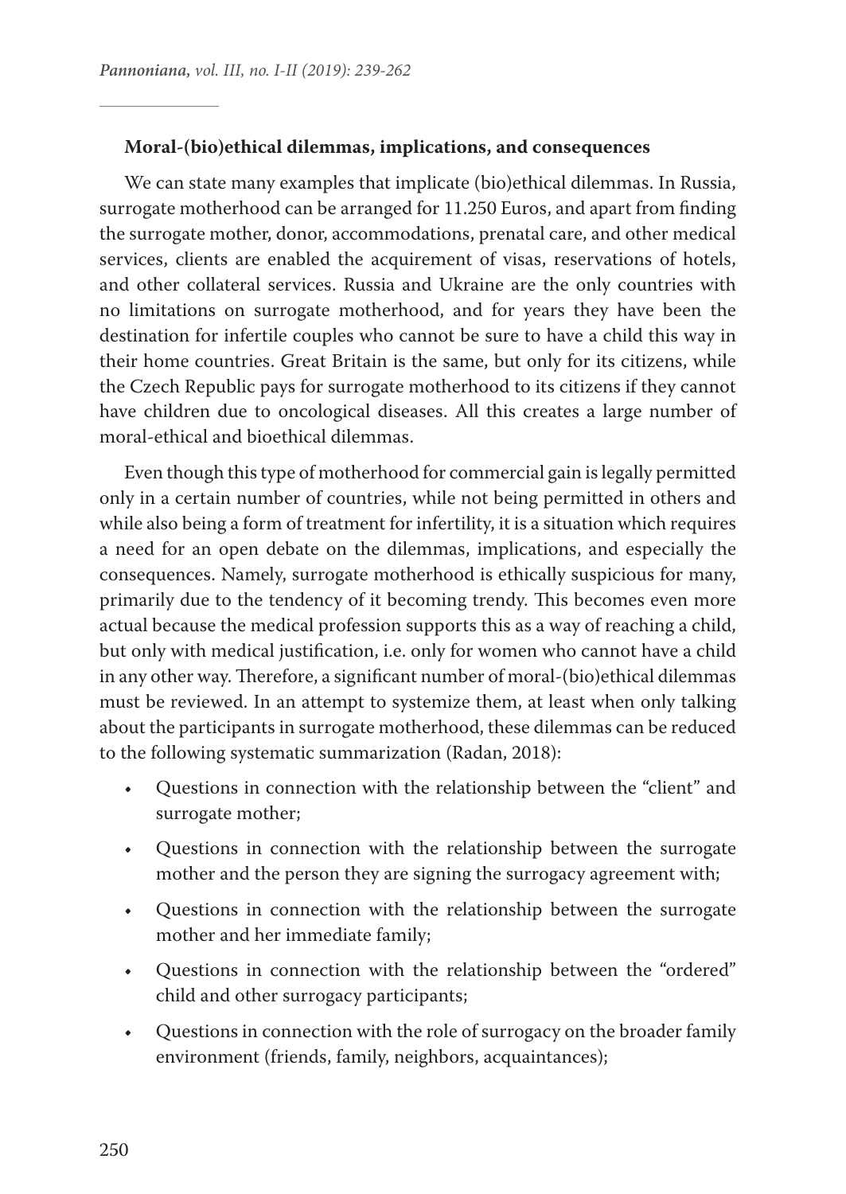### Moral-(bio)ethical dilemmas, implications, and consequences

We can state many examples that implicate (bio)ethical dilemmas. In Russia, surrogate motherhood can be arranged for 11.250 Euros, and apart from finding the surrogate mother, donor, accommodations, prenatal care, and other medical services, clients are enabled the acquirement of visas, reservations of hotels, and other collateral services. Russia and Ukraine are the only countries with no limitations on surrogate motherhood, and for years they have been the destination for infertile couples who cannot be sure to have a child this way in their home countries. Great Britain is the same, but only for its citizens, while the Czech Republic pays for surrogate motherhood to its citizens if they cannot have children due to oncological diseases. All this creates a large number of moral-ethical and bioethical dilemmas.

Even though this type of motherhood for commercial gain is legally permitted only in a certain number of countries, while not being permitted in others and while also being a form of treatment for infertility, it is a situation which requires a need for an open debate on the dilemmas, implications, and especially the consequences. Namely, surrogate motherhood is ethically suspicious for many, primarily due to the tendency of it becoming trendy. This becomes even more actual because the medical profession supports this as a way of reaching a child, but only with medical justification, i.e. only for women who cannot have a child in any other way. Therefore, a significant number of moral-(bio)ethical dilemmas must be reviewed. In an attempt to systemize them, at least when only talking about the participants in surrogate motherhood, these dilemmas can be reduced to the following systematic summarization (Radan, 2018):

- Questions in connection with the relationship between the "client" and surrogate mother;
- Questions in connection with the relationship between the surrogate mother and the person they are signing the surrogacy agreement with;
- Questions in connection with the relationship between the surrogate mother and her immediate family;
- Questions in connection with the relationship between the "ordered" child and other surrogacy participants;
- Questions in connection with the role of surrogacy on the broader family environment (friends, family, neighbors, acquaintances);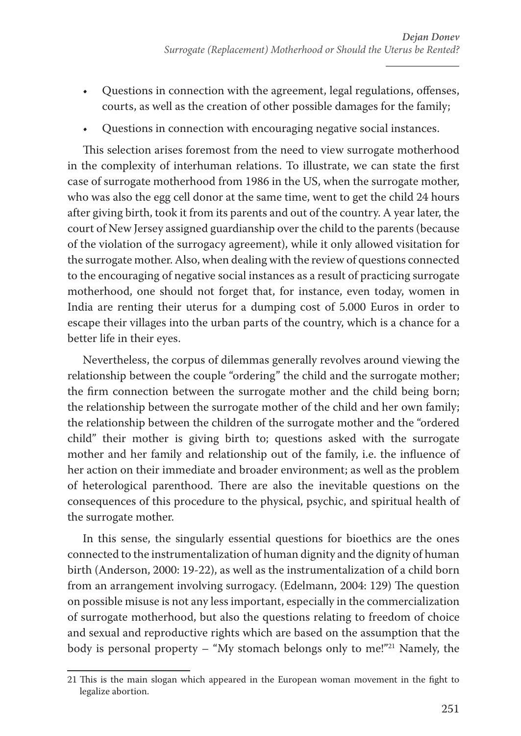- Questions in connection with the agreement, legal regulations, offenses, courts, as well as the creation of other possible damages for the family;
- Questions in connection with encouraging negative social instances.

This selection arises foremost from the need to view surrogate motherhood in the complexity of interhuman relations. To illustrate, we can state the first case of surrogate motherhood from 1986 in the US, when the surrogate mother, who was also the egg cell donor at the same time, went to get the child 24 hours after giving birth, took it from its parents and out of the country. A year later, the court of New Jersey assigned guardianship over the child to the parents (because of the violation of the surrogacy agreement), while it only allowed visitation for the surrogate mother. Also, when dealing with the review of questions connected to the encouraging of negative social instances as a result of practicing surrogate motherhood, one should not forget that, for instance, even today, women in India are renting their uterus for a dumping cost of 5.000 Euros in order to escape their villages into the urban parts of the country, which is a chance for a better life in their eyes.

Nevertheless, the corpus of dilemmas generally revolves around viewing the relationship between the couple "ordering" the child and the surrogate mother; the firm connection between the surrogate mother and the child being born; the relationship between the surrogate mother of the child and her own family; the relationship between the children of the surrogate mother and the "ordered child" their mother is giving birth to; questions asked with the surrogate mother and her family and relationship out of the family, i.e. the influence of her action on their immediate and broader environment; as well as the problem of heterological parenthood. There are also the inevitable questions on the consequences of this procedure to the physical, psychic, and spiritual health of the surrogate mother.

In this sense, the singularly essential questions for bioethics are the ones connected to the instrumentalization of human dignity and the dignity of human birth (Anderson, 2000: 19-22), as well as the instrumentalization of a child born from an arrangement involving surrogacy. (Edelmann, 2004: 129) The question on possible misuse is not any less important, especially in the commercialization of surrogate motherhood, but also the questions relating to freedom of choice and sexual and reproductive rights which are based on the assumption that the body is personal property – "My stomach belongs only to me!"[21] Namely, the

[21] This is the main slogan which appeared in the European woman movement in the fight to legalize abortion.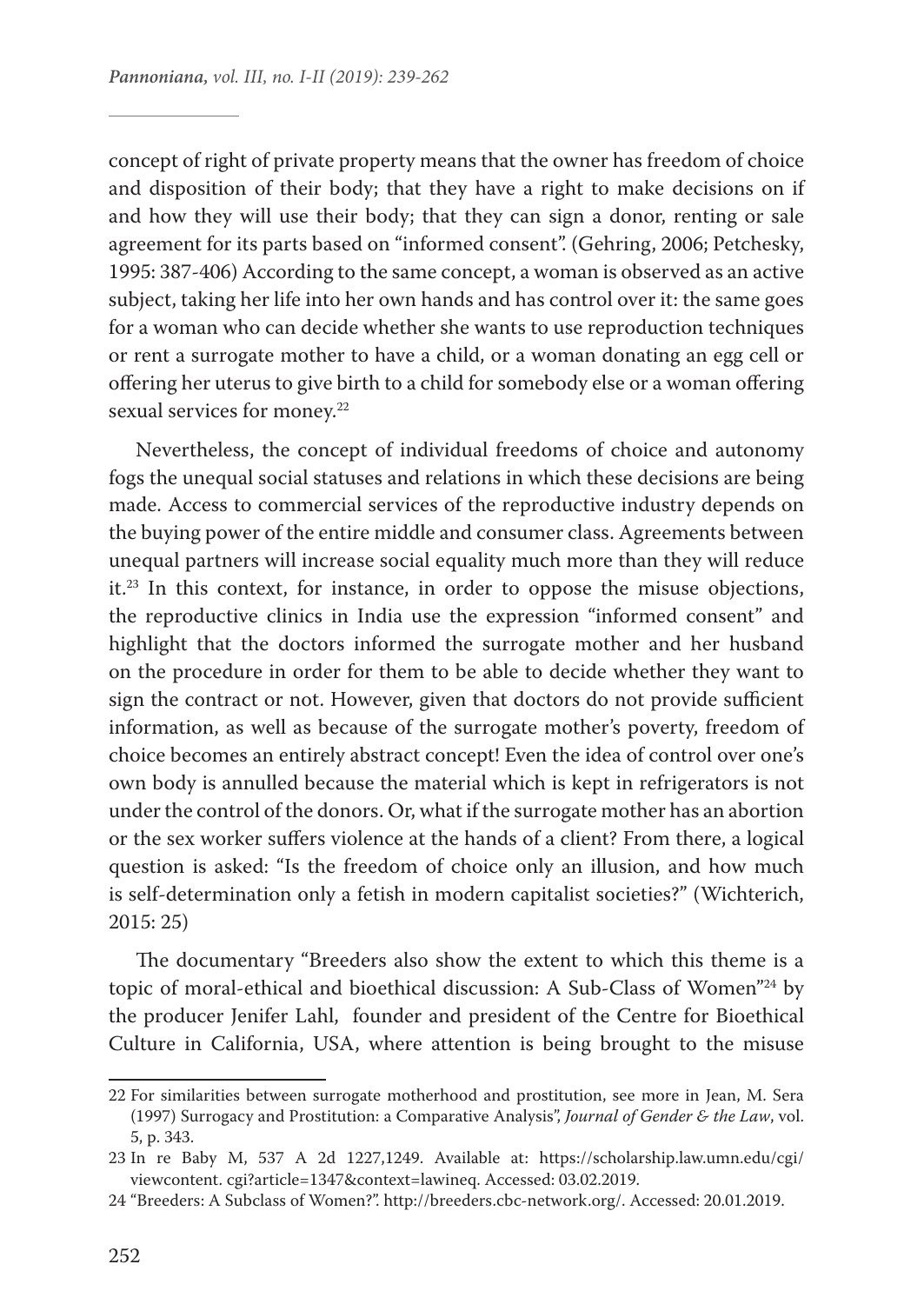concept of right of private property means that the owner has freedom of choice and disposition of their body; that they have a right to make decisions on if and how they will use their body; that they can sign a donor, renting or sale agreement for its parts based on "informed consent". (Gehring, 2006; Petchesky, 1995: 387-406) According to the same concept, a woman is observed as an active subject, taking her life into her own hands and has control over it: the same goes for a woman who can decide whether she wants to use reproduction techniques or rent a surrogate mother to have a child, or a woman donating an egg cell or offering her uterus to give birth to a child for somebody else or a woman offering sexual services for money.[22]

Nevertheless, the concept of individual freedoms of choice and autonomy fogs the unequal social statuses and relations in which these decisions are being made. Access to commercial services of the reproductive industry depends on the buying power of the entire middle and consumer class. Agreements between unequal partners will increase social equality much more than they will reduce it.[23] In this context, for instance, in order to oppose the misuse objections, the reproductive clinics in India use the expression "informed consent" and highlight that the doctors informed the surrogate mother and her husband on the procedure in order for them to be able to decide whether they want to sign the contract or not. However, given that doctors do not provide sufficient information, as well as because of the surrogate mother's poverty, freedom of choice becomes an entirely abstract concept! Even the idea of control over one's own body is annulled because the material which is kept in refrigerators is not under the control of the donors. Or, what if the surrogate mother has an abortion or the sex worker suffers violence at the hands of a client? From there, a logical question is asked: "Is the freedom of choice only an illusion, and how much is self-determination only a fetish in modern capitalist societies?" (Wichterich, 2015: 25)

The documentary "Breeders also show the extent to which this theme is a topic of moral-ethical and bioethical discussion: A Sub-Class of Women"[24] by the producer Jenifer Lahl, founder and president of the Centre for Bioethical Culture in California, USA, where attention is being brought to the misuse

---

22 For similarities between surrogate motherhood and prostitution, see more in Jean, M. Sera (1997) Surrogacy and Prostitution: a Comparative Analysis", *Journal of Gender & the Law*, vol. 5, p. 343.

23 In re Baby M, 537 A 2d 1227,1249. Available at: https://scholarship.law.umn.edu/cgi/viewcontent. cgi?article=1347&context=lawineq. Accessed: 03.02.2019.

24 "Breeders: A Subclass of Women?". http://breeders.cbc-network.org/. Accessed: 20.01.2019.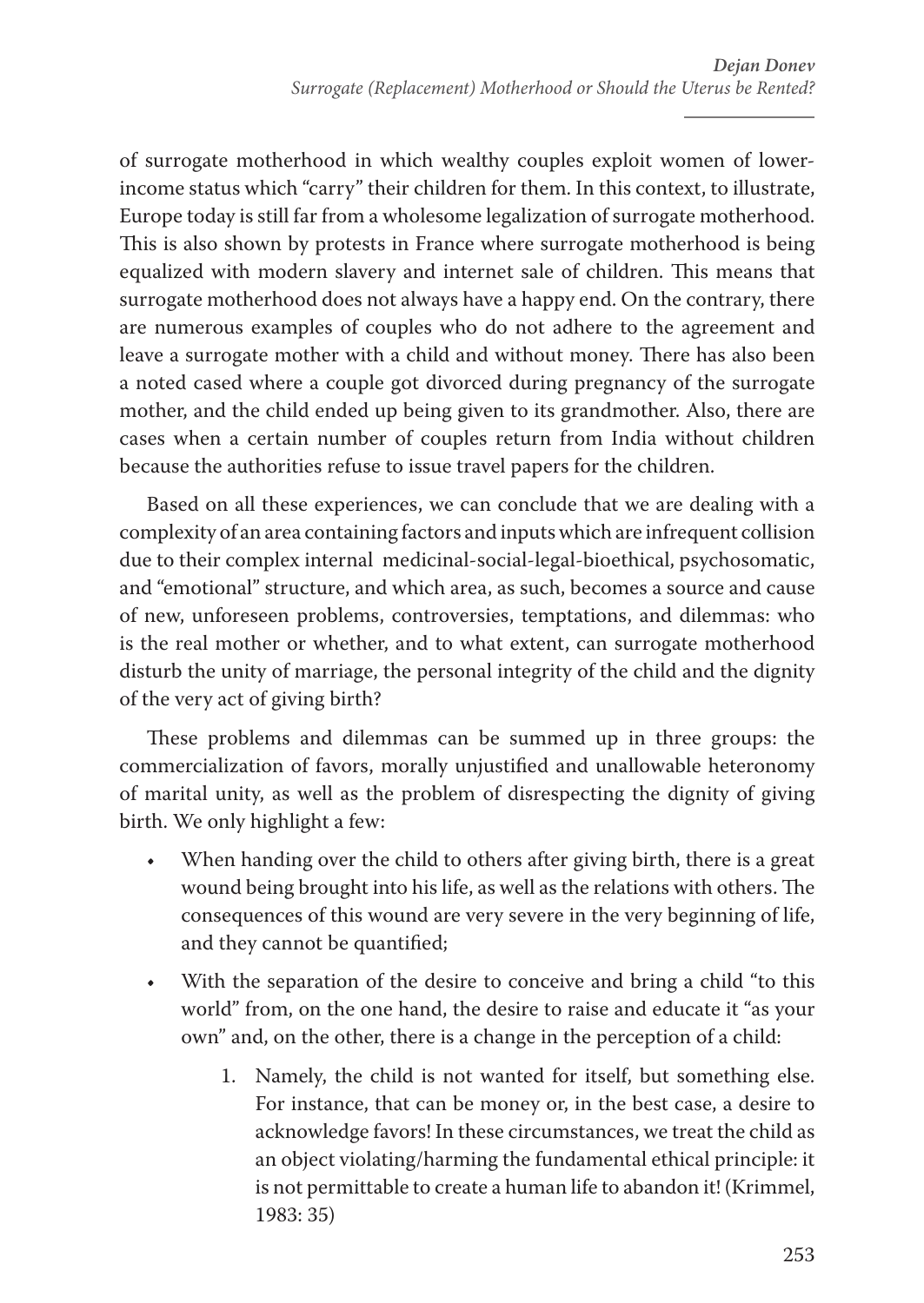of surrogate motherhood in which wealthy couples exploit women of lower-income status which "carry" their children for them. In this context, to illustrate, Europe today is still far from a wholesome legalization of surrogate motherhood. This is also shown by protests in France where surrogate motherhood is being equalized with modern slavery and internet sale of children. This means that surrogate motherhood does not always have a happy end. On the contrary, there are numerous examples of couples who do not adhere to the agreement and leave a surrogate mother with a child and without money. There has also been a noted cased where a couple got divorced during pregnancy of the surrogate mother, and the child ended up being given to its grandmother. Also, there are cases when a certain number of couples return from India without children because the authorities refuse to issue travel papers for the children.

Based on all these experiences, we can conclude that we are dealing with a complexity of an area containing factors and inputs which are infrequent collision due to their complex internal medicinal-social-legal-bioethical, psychosomatic, and "emotional" structure, and which area, as such, becomes a source and cause of new, unforeseen problems, controversies, temptations, and dilemmas: who is the real mother or whether, and to what extent, can surrogate motherhood disturb the unity of marriage, the personal integrity of the child and the dignity of the very act of giving birth?

These problems and dilemmas can be summed up in three groups: the commercialization of favors, morally unjustified and unallowable heteronomy of marital unity, as well as the problem of disrespecting the dignity of giving birth. We only highlight a few:

- When handing over the child to others after giving birth, there is a great wound being brought into his life, as well as the relations with others. The consequences of this wound are very severe in the very beginning of life, and they cannot be quantified;
- With the separation of the desire to conceive and bring a child "to this world" from, on the one hand, the desire to raise and educate it "as your own" and, on the other, there is a change in the perception of a child:
    1. Namely, the child is not wanted for itself, but something else. For instance, that can be money or, in the best case, a desire to acknowledge favors! In these circumstances, we treat the child as an object violating/harming the fundamental ethical principle: it is not permittable to create a human life to abandon it! (Krimmel, 1983: 35)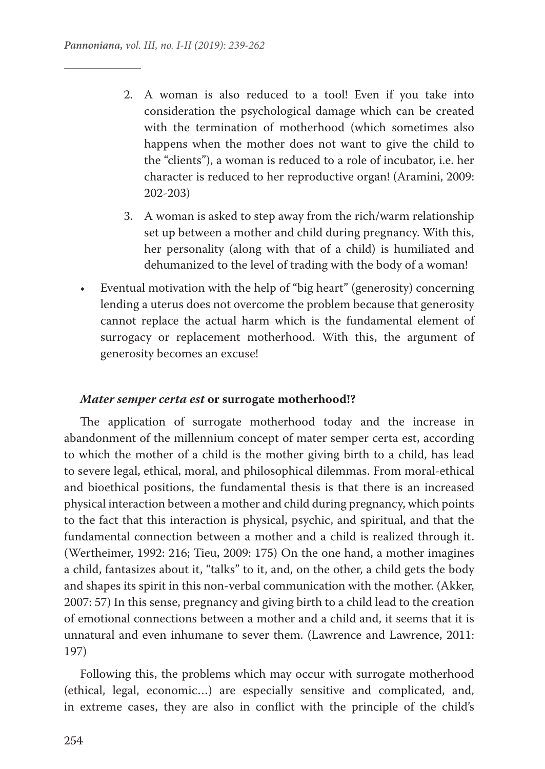2. A woman is also reduced to a tool! Even if you take into consideration the psychological damage which can be created with the termination of motherhood (which sometimes also happens when the mother does not want to give the child to the "clients"), a woman is reduced to a role of incubator, i.e. her character is reduced to her reproductive organ! (Aramini, 2009: 202-203)

3. A woman is asked to step away from the rich/warm relationship set up between a mother and child during pregnancy. With this, her personality (along with that of a child) is humiliated and dehumanized to the level of trading with the body of a woman!

- Eventual motivation with the help of "big heart" (generosity) concerning lending a uterus does not overcome the problem because that generosity cannot replace the actual harm which is the fundamental element of surrogacy or replacement motherhood. With this, the argument of generosity becomes an excuse!

### *Mater semper certa est* or surrogate motherhood!?

The application of surrogate motherhood today and the increase in abandonment of the millennium concept of mater semper certa est, according to which the mother of a child is the mother giving birth to a child, has lead to severe legal, ethical, moral, and philosophical dilemmas. From moral-ethical and bioethical positions, the fundamental thesis is that there is an increased physical interaction between a mother and child during pregnancy, which points to the fact that this interaction is physical, psychic, and spiritual, and that the fundamental connection between a mother and a child is realized through it. (Wertheimer, 1992: 216; Tieu, 2009: 175) On the one hand, a mother imagines a child, fantasizes about it, "talks" to it, and, on the other, a child gets the body and shapes its spirit in this non-verbal communication with the mother. (Akker, 2007: 57) In this sense, pregnancy and giving birth to a child lead to the creation of emotional connections between a mother and a child and, it seems that it is unnatural and even inhumane to sever them. (Lawrence and Lawrence, 2011: 197)

Following this, the problems which may occur with surrogate motherhood (ethical, legal, economic…) are especially sensitive and complicated, and, in extreme cases, they are also in conflict with the principle of the child's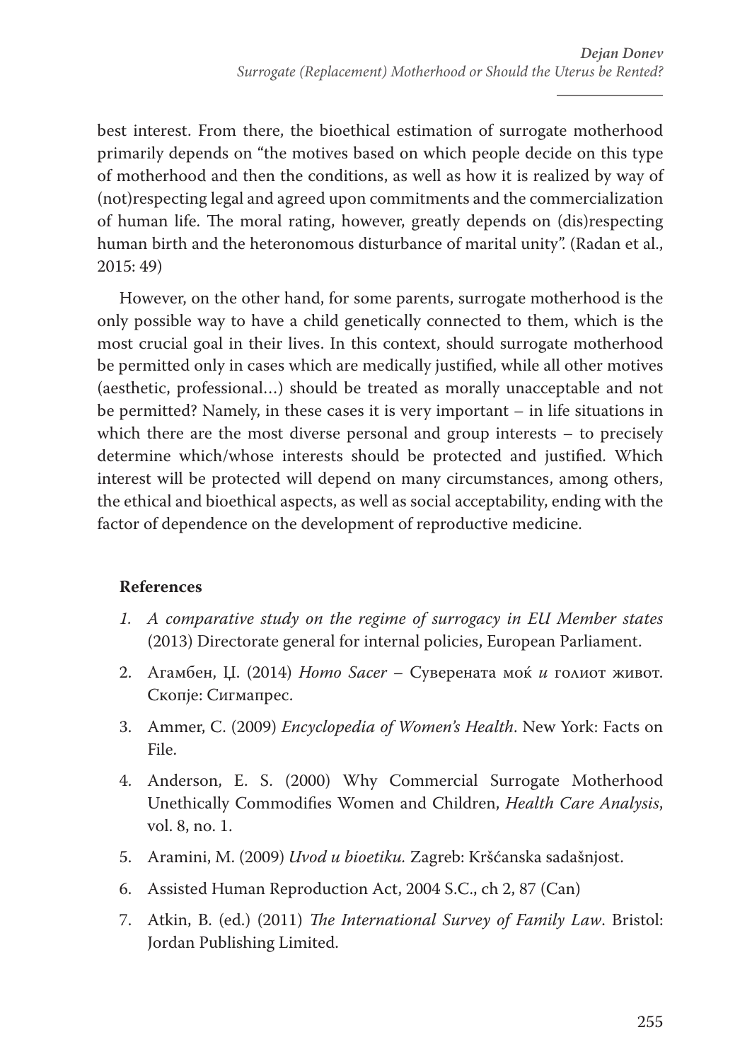best interest. From there, the bioethical estimation of surrogate motherhood primarily depends on "the motives based on which people decide on this type of motherhood and then the conditions, as well as how it is realized by way of (not)respecting legal and agreed upon commitments and the commercialization of human life. The moral rating, however, greatly depends on (dis)respecting human birth and the heteronomous disturbance of marital unity". (Radan et al., 2015: 49)

However, on the other hand, for some parents, surrogate motherhood is the only possible way to have a child genetically connected to them, which is the most crucial goal in their lives. In this context, should surrogate motherhood be permitted only in cases which are medically justified, while all other motives (aesthetic, professional…) should be treated as morally unacceptable and not be permitted? Namely, in these cases it is very important – in life situations in which there are the most diverse personal and group interests – to precisely determine which/whose interests should be protected and justified. Which interest will be protected will depend on many circumstances, among others, the ethical and bioethical aspects, as well as social acceptability, ending with the factor of dependence on the development of reproductive medicine.

## References

1. *A comparative study on the regime of surrogacy in EU Member states* (2013) Directorate general for internal policies, European Parliament.
2. Агамбен, Џ. (2014) *Homo Sacer* – Суверената моќ *и* голиот живот. Скопје: Сигмапрес.
3. Ammer, C. (2009) *Encyclopedia of Women's Health*. New York: Facts on File.
4. Anderson, E. S. (2000) Why Commercial Surrogate Motherhood Unethically Commodifies Women and Children, *Health Care Analysis*, vol. 8, no. 1.
5. Aramini, M. (2009) *Uvod u bioetiku.* Zagreb: Kršćanska sadašnjost.
6. Assisted Human Reproduction Act, 2004 S.C., ch 2, 87 (Can)
7. Atkin, B. (ed.) (2011) *The International Survey of Family Law*. Bristol: Jordan Publishing Limited.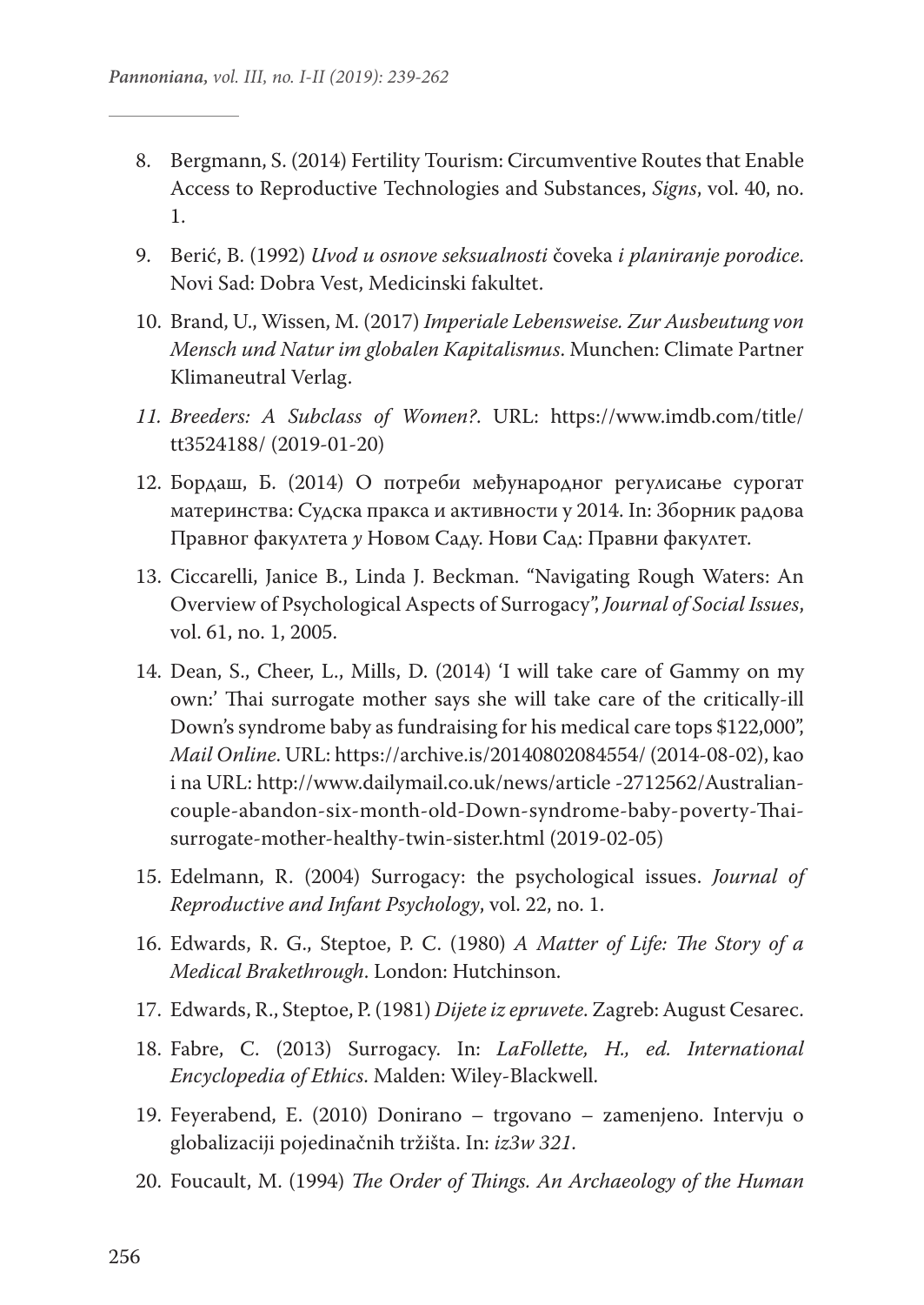8. Bergmann, S. (2014) Fertility Tourism: Circumventive Routes that Enable Access to Reproductive Technologies and Substances, *Signs*, vol. 40, no. 1.
9. Berić, B. (1992) *Uvod u osnove seksualnosti* čoveka *i planiranje porodice*. Novi Sad: Dobra Vest, Medicinski fakultet.
10. Brand, U., Wissen, M. (2017) *Imperiale Lebensweise. Zur Ausbeutung von Mensch und Natur im globalen Kapitalismus*. Munchen: Climate Partner Klimaneutral Verlag.
11. *Breeders: A Subclass of Women?*. URL: https://www.imdb.com/title/tt3524188/ (2019-01-20)
12. Бордаш, Б. (2014) О потреби међународног регулисање сурогат материнства: Судска пракса и активности у 2014. In: Зборник радова Правног факултета *у* Новом Саду. Нови Сад: Правни факултет.
13. Ciccarelli, Janice B., Linda J. Beckman. "Navigating Rough Waters: An Overview of Psychological Aspects of Surrogacy", *Journal of Social Issues*, vol. 61, no. 1, 2005.
14. Dean, S., Cheer, L., Mills, D. (2014) 'I will take care of Gammy on my own:' Thai surrogate mother says she will take care of the critically-ill Down's syndrome baby as fundraising for his medical care tops $122,000", *Mail Online*. URL: https://archive.is/20140802084554/ (2014-08-02), kao i na URL: http://www.dailymail.co.uk/news/article -2712562/Australian-couple-abandon-six-month-old-Down-syndrome-baby-poverty-Thai-surrogate-mother-healthy-twin-sister.html (2019-02-05)
15. Edelmann, R. (2004) Surrogacy: the psychological issues. *Journal of Reproductive and Infant Psychology*, vol. 22, no. 1.
16. Edwards, R. G., Steptoe, P. C. (1980) *A Matter of Life: The Story of a Medical Brakethrough*. London: Hutchinson.
17. Edwards, R., Steptoe, P. (1981) *Dijete iz epruvete*. Zagreb: August Cesarec.
18. Fabre, C. (2013) Surrogacy. In: *LaFollette, H., ed. International Encyclopedia of Ethics*. Malden: Wiley-Blackwell.
19. Feyerabend, E. (2010) Donirano – trgovano – zamenjeno. Intervju o globalizaciji pojedinačnih tržišta. In: *iz3w 321*.
20. Foucault, M. (1994) *The Order of Things. An Archaeology of the Human*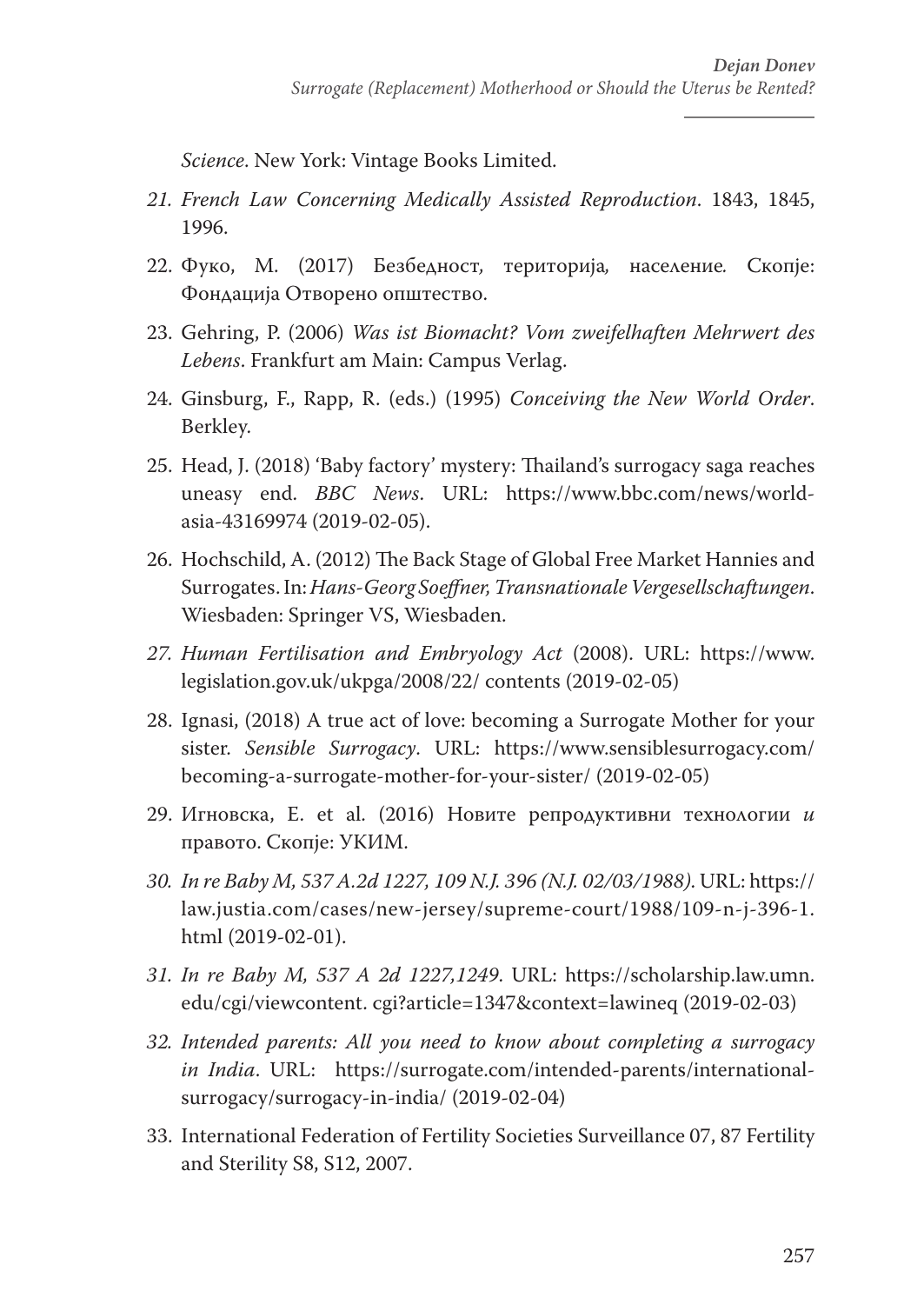*Science*. New York: Vintage Books Limited.

21. *French Law Concerning Medically Assisted Reproduction*. 1843, 1845, 1996.
22. Фуко, М. (2017) Безбедност, територија, население. Скопје: Фондација Отворено општество.
23. Gehring, P. (2006) *Was ist Biomacht? Vom zweifelhaften Mehrwert des Lebens*. Frankfurt am Main: Campus Verlag.
24. Ginsburg, F., Rapp, R. (eds.) (1995) *Conceiving the New World Order*. Berkley.
25. Head, J. (2018) 'Baby factory' mystery: Thailand's surrogacy saga reaches uneasy end. *BBC News*. URL: https://www.bbc.com/news/world-asia-43169974 (2019-02-05).
26. Hochschild, A. (2012) The Back Stage of Global Free Market Hannies and Surrogates. In: *Hans-Georg Soeffner, Transnationale Vergesellschaftungen*. Wiesbaden: Springer VS, Wiesbaden.
27. *Human Fertilisation and Embryology Act* (2008). URL: https://www.legislation.gov.uk/ukpga/2008/22/ contents (2019-02-05)
28. Ignasi, (2018) A true act of love: becoming a Surrogate Mother for your sister. *Sensible Surrogacy*. URL: https://www.sensiblesurrogacy.com/becoming-a-surrogate-mother-for-your-sister/ (2019-02-05)
29. Игновска, Е. et al. (2016) Новите репродуктивни технологии *и* правото. Скопје: УКИМ.
30. *In re Baby M, 537 A.2d 1227, 109 N.J. 396 (N.J. 02/03/1988)*. URL: https://law.justia.com/cases/new-jersey/supreme-court/1988/109-n-j-396-1.html (2019-02-01).
31. *In re Baby M, 537 A 2d 1227,1249*. URL: https://scholarship.law.umn.edu/cgi/viewcontent. cgi?article=1347&context=lawineq (2019-02-03)
32. *Intended parents: All you need to know about completing a surrogacy in India*. URL: https://surrogate.com/intended-parents/international-surrogacy/surrogacy-in-india/ (2019-02-04)
33. International Federation of Fertility Societies Surveillance 07, 87 Fertility and Sterility S8, S12, 2007.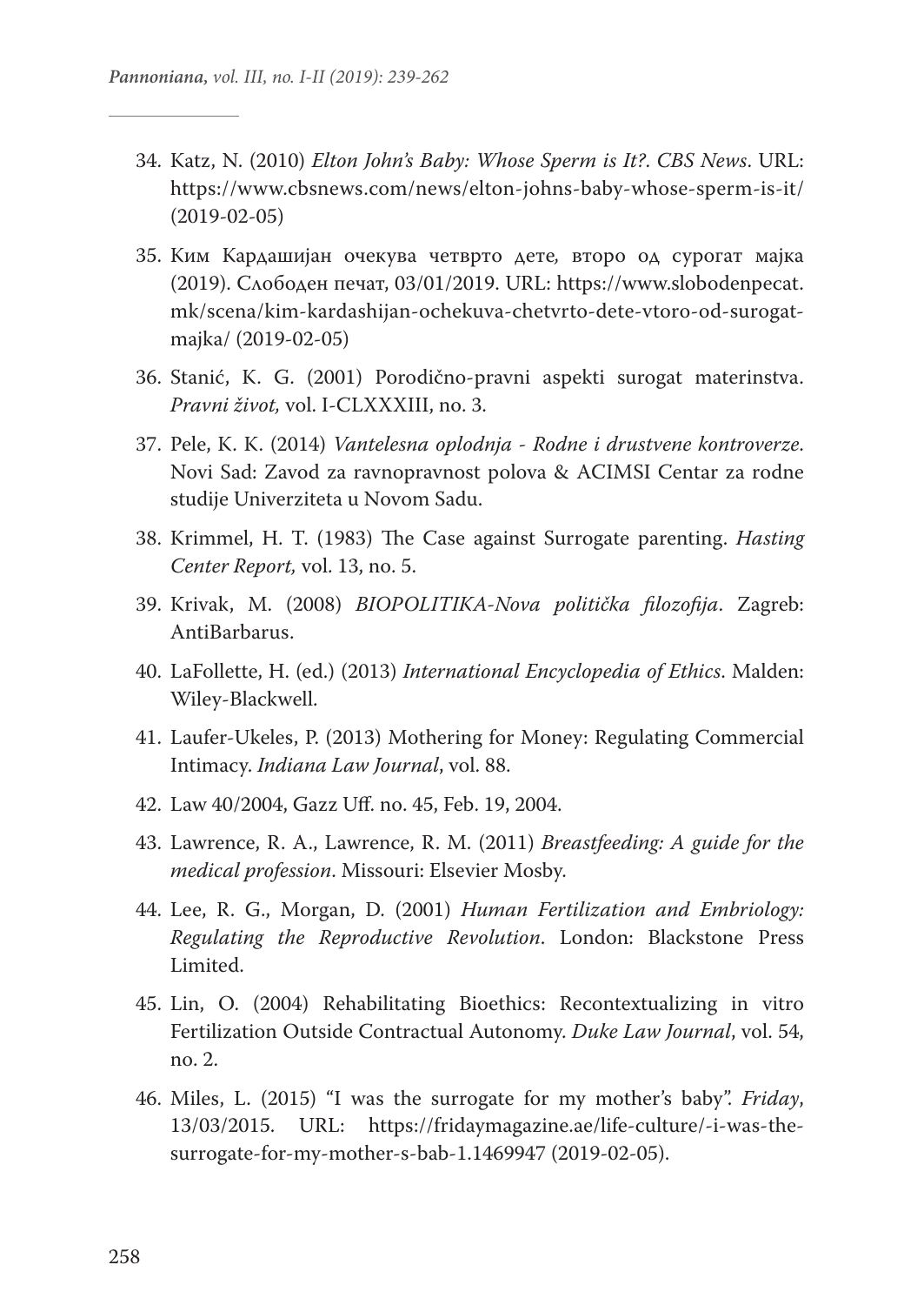34. Katz, N. (2010) *Elton John's Baby: Whose Sperm is It?. CBS News*. URL: https://www.cbsnews.com/news/elton-johns-baby-whose-sperm-is-it/ (2019-02-05)
35. Ким Кардашијан очекува четврто дете, второ од сурогат мајка (2019). Слободен печат, 03/01/2019. URL: https://www.slobodenpecat.mk/scena/kim-kardashijan-ochekuva-chetvrto-dete-vtoro-od-surogat-majka/ (2019-02-05)
36. Stanić, K. G. (2001) Porodično-pravni aspekti surogat materinstva. *Pravni život,* vol. I-CLXXXIII, no. 3.
37. Pele, K. K. (2014) *Vantelesna oplodnja - Rodne i drustvene kontroverze*. Novi Sad: Zavod za ravnopravnost polova & ACIMSI Centar za rodne studije Univerziteta u Novom Sadu.
38. Krimmel, H. T. (1983) The Case against Surrogate parenting. *Hasting Center Report,* vol. 13, no. 5.
39. Krivak, M. (2008) *BIOPOLITIKA-Nova politička filozofija*. Zagreb: AntiBarbarus.
40. LaFollette, H. (ed.) (2013) *International Encyclopedia of Ethics*. Malden: Wiley-Blackwell.
41. Laufer-Ukeles, P. (2013) Mothering for Money: Regulating Commercial Intimacy. *Indiana Law Journal*, vol. 88.
42. Law 40/2004, Gazz Uff. no. 45, Feb. 19, 2004.
43. Lawrence, R. A., Lawrence, R. M. (2011) *Breastfeeding: A guide for the medical profession*. Missouri: Elsevier Mosby.
44. Lee, R. G., Morgan, D. (2001) *Human Fertilization and Embriology: Regulating the Reproductive Revolution*. London: Blackstone Press Limited.
45. Lin, O. (2004) Rehabilitating Bioethics: Recontextualizing in vitro Fertilization Outside Contractual Autonomy. *Duke Law Journal*, vol. 54, no. 2.
46. Miles, L. (2015) "I was the surrogate for my mother's baby". *Friday*, 13/03/2015. URL: https://fridaymagazine.ae/life-culture/-i-was-the-surrogate-for-my-mother-s-bab-1.1469947 (2019-02-05).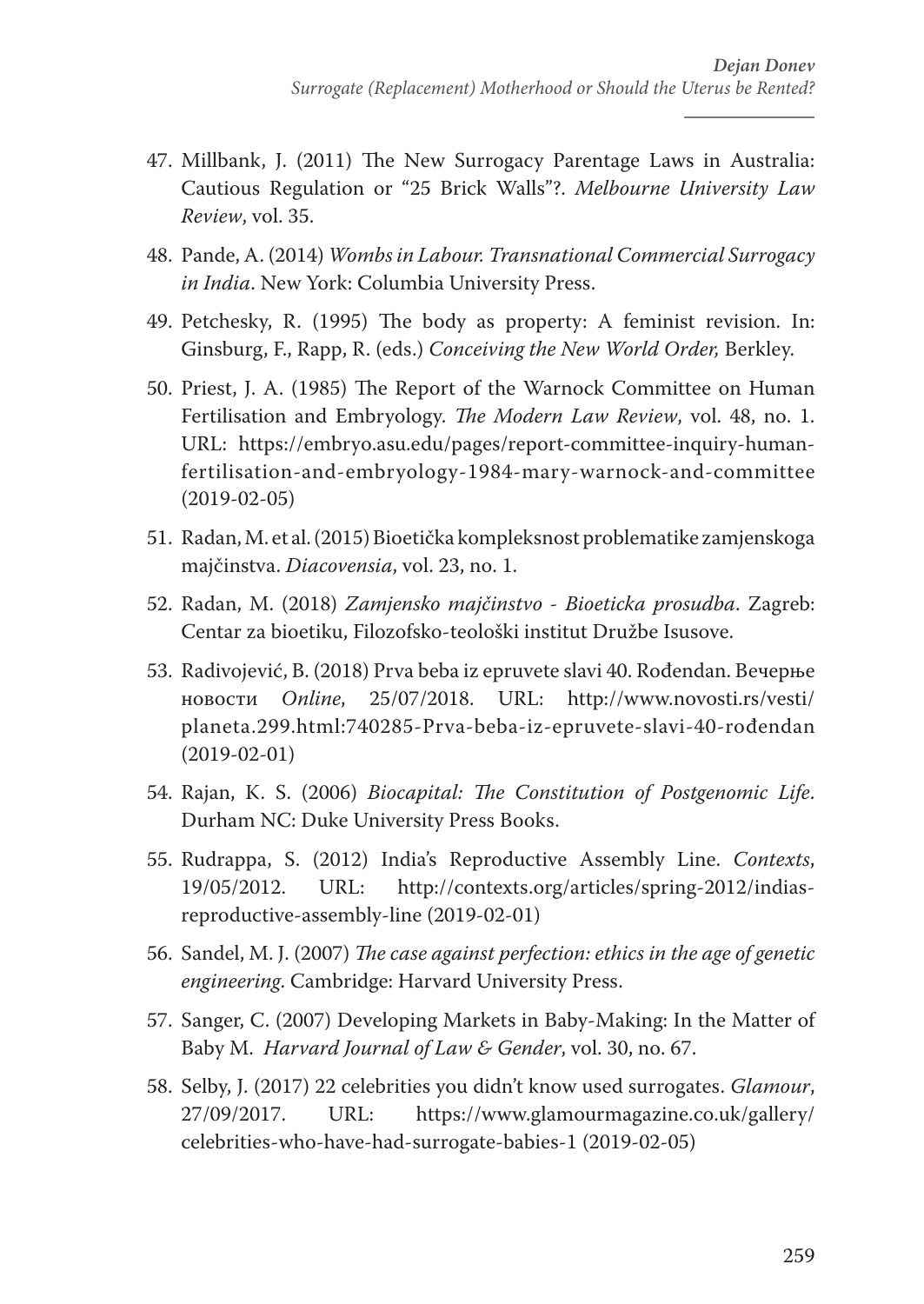47. Millbank, J. (2011) The New Surrogacy Parentage Laws in Australia: Cautious Regulation or "25 Brick Walls"?. *Melbourne University Law Review*, vol. 35.
48. Pande, A. (2014) *Wombs in Labour. Transnational Commercial Surrogacy in India*. New York: Columbia University Press.
49. Petchesky, R. (1995) The body as property: A feminist revision. In: Ginsburg, F., Rapp, R. (eds.) *Conceiving the New World Order,* Berkley.
50. Priest, J. A. (1985) The Report of the Warnock Committee on Human Fertilisation and Embryology. *The Modern Law Review*, vol. 48, no. 1. URL: https://embryo.asu.edu/pages/report-committee-inquiry-human-fertilisation-and-embryology-1984-mary-warnock-and-committee (2019-02-05)
51. Radan, M. et al. (2015) Bioetička kompleksnost problematike zamjenskoga majčinstva. *Diacovensia*, vol. 23, no. 1.
52. Radan, M. (2018) *Zamjensko majčinstvo - Bioeticka prosudba*. Zagreb: Centar za bioetiku, Filozofsko-teološki institut Družbe Isusove.
53. Radivojević, B. (2018) Prva beba iz epruvete slavi 40. Rođendan. Вечерње новости *Online*, 25/07/2018. URL: http://www.novosti.rs/vesti/planeta.299.html:740285-Prva-beba-iz-epruvete-slavi-40-rođendan (2019-02-01)
54. Rajan, K. S. (2006) *Biocapital: The Constitution of Postgenomic Life*. Durham NC: Duke University Press Books.
55. Rudrappa, S. (2012) India's Reproductive Assembly Line. *Contexts*, 19/05/2012. URL: http://contexts.org/articles/spring-2012/indias-reproductive-assembly-line (2019-02-01)
56. Sandel, M. J. (2007) *The case against perfection: ethics in the age of genetic engineering*. Cambridge: Harvard University Press.
57. Sanger, C. (2007) Developing Markets in Baby-Making: In the Matter of Baby M. *Harvard Journal of Law & Gender*, vol. 30, no. 67.
58. Selby, J. (2017) 22 celebrities you didn't know used surrogates. *Glamour*, 27/09/2017. URL: https://www.glamourmagazine.co.uk/gallery/celebrities-who-have-had-surrogate-babies-1 (2019-02-05)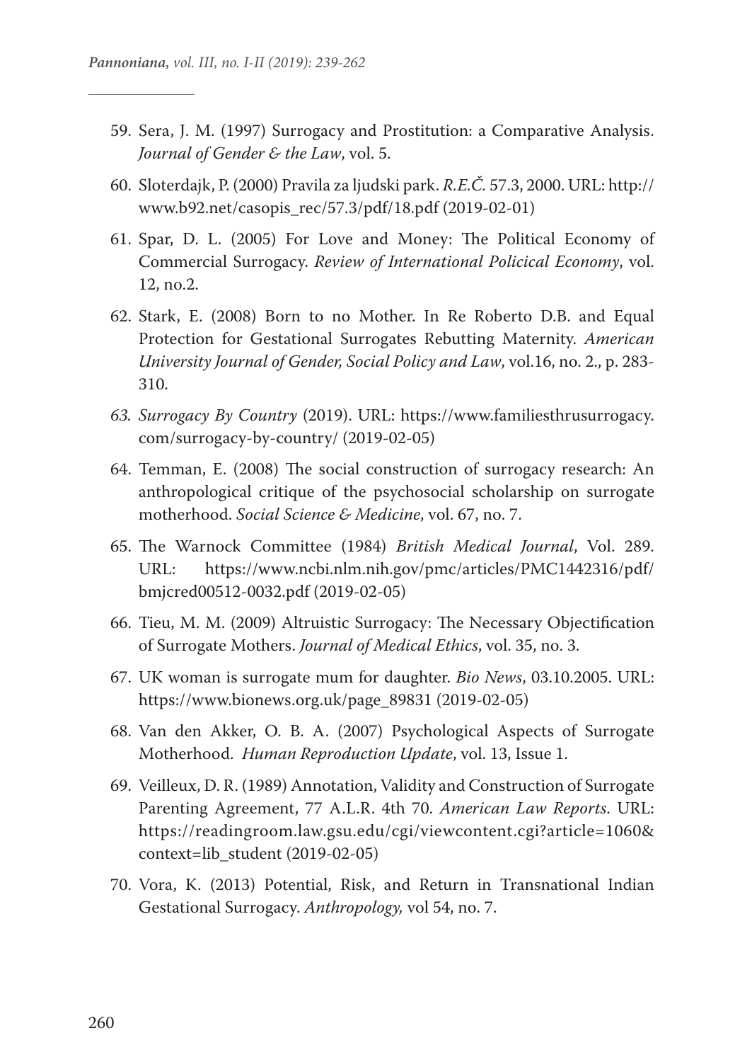59. Sera, J. M. (1997) Surrogacy and Prostitution: a Comparative Analysis. *Journal of Gender & the Law*, vol. 5.
60. Sloterdajk, P. (2000) Pravila za ljudski park. *R.E.Č.* 57.3, 2000. URL: http://www.b92.net/casopis_rec/57.3/pdf/18.pdf (2019-02-01)
61. Spar, D. L. (2005) For Love and Money: The Political Economy of Commercial Surrogacy. *Review of International Policical Economy*, vol. 12, no.2.
62. Stark, E. (2008) Born to no Mother. In Re Roberto D.B. and Equal Protection for Gestational Surrogates Rebutting Maternity. *American University Journal of Gender, Social Policy and Law*, vol.16, no. 2., p. 283-310.
63. *Surrogacy By Country* (2019). URL: https://www.familiesthrusurrogacy.com/surrogacy-by-country/ (2019-02-05)
64. Temman, E. (2008) The social construction of surrogacy research: An anthropological critique of the psychosocial scholarship on surrogate motherhood. *Social Science & Medicine*, vol. 67, no. 7.
65. The Warnock Committee (1984) *British Medical Journal*, Vol. 289. URL: https://www.ncbi.nlm.nih.gov/pmc/articles/PMC1442316/pdf/bmjcred00512-0032.pdf (2019-02-05)
66. Tieu, M. M. (2009) Altruistic Surrogacy: The Necessary Objectification of Surrogate Mothers. *Journal of Medical Ethics*, vol. 35, no. 3.
67. UK woman is surrogate mum for daughter. *Bio News*, 03.10.2005. URL: https://www.bionews.org.uk/page_89831 (2019-02-05)
68. Van den Akker, O. B. A. (2007) Psychological Aspects of Surrogate Motherhood. *Human Reproduction Update*, vol. 13, Issue 1.
69. Veilleux, D. R. (1989) Annotation, Validity and Construction of Surrogate Parenting Agreement, 77 A.L.R. 4th 70. *American Law Reports*. URL: https://readingroom.law.gsu.edu/cgi/viewcontent.cgi?article=1060&context=lib_student (2019-02-05)
70. Vora, K. (2013) Potential, Risk, and Return in Transnational Indian Gestational Surrogacy. *Anthropology,* vol 54, no. 7.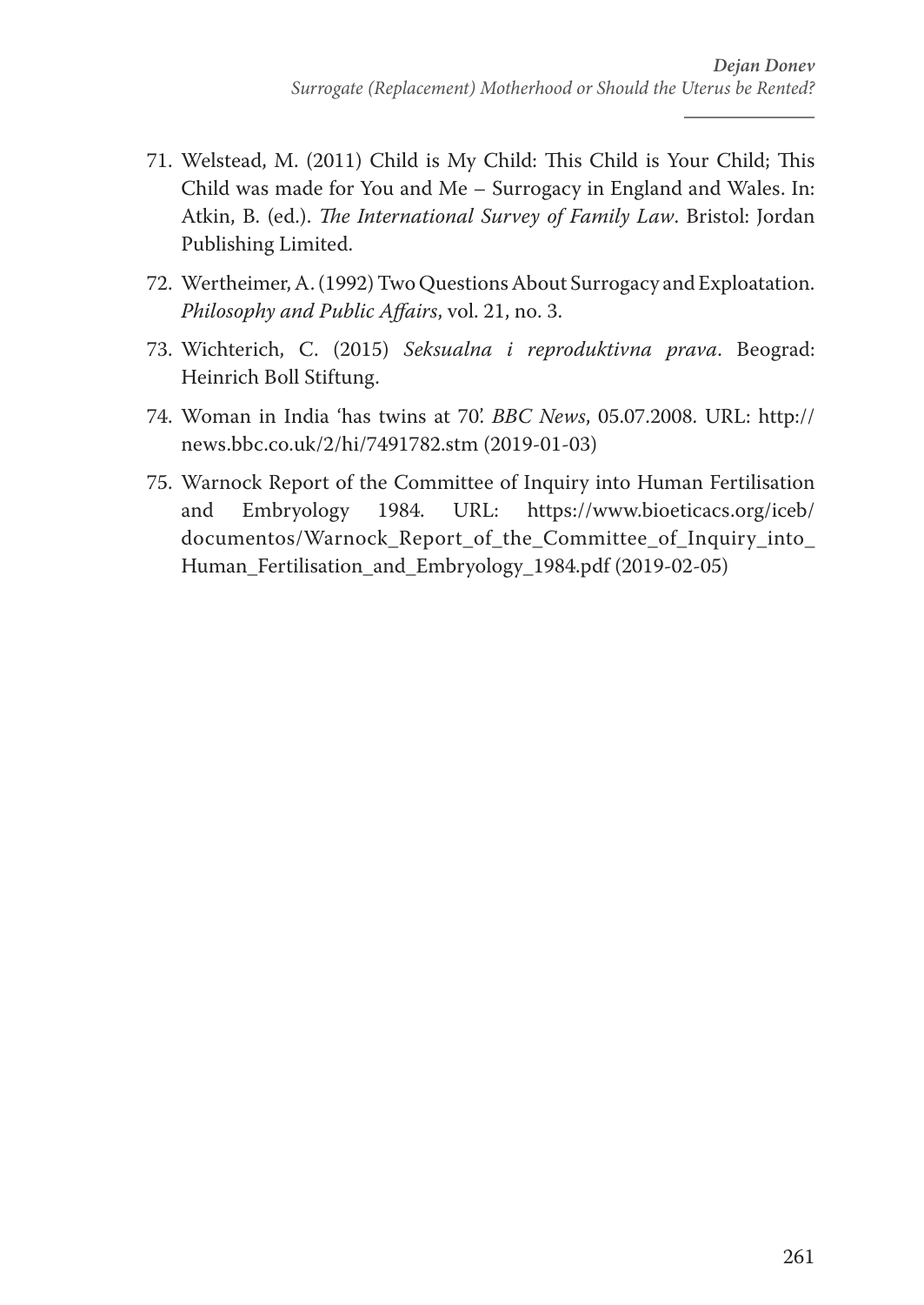71. Welstead, M. (2011) Child is My Child: This Child is Your Child; This Child was made for You and Me – Surrogacy in England and Wales. In: Atkin, B. (ed.). *The International Survey of Family Law*. Bristol: Jordan Publishing Limited.
72. Wertheimer, A. (1992) Two Questions About Surrogacy and Exploatation. *Philosophy and Public Affairs*, vol. 21, no. 3.
73. Wichterich, C. (2015) *Seksualna i reproduktivna prava*. Beograd: Heinrich Boll Stiftung.
74. Woman in India 'has twins at 70'. *BBC News*, 05.07.2008. URL: http://news.bbc.co.uk/2/hi/7491782.stm (2019-01-03)
75. Warnock Report of the Committee of Inquiry into Human Fertilisation and Embryology 1984. URL: https://www.bioeticacs.org/iceb/documentos/Warnock_Report_of_the_Committee_of_Inquiry_into_Human_Fertilisation_and_Embryology_1984.pdf (2019-02-05)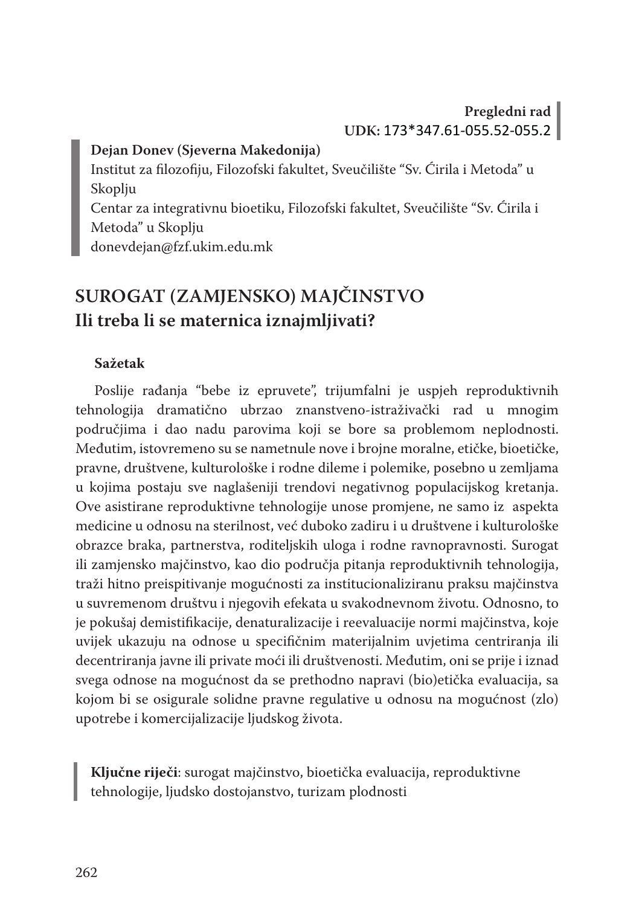**Pregledni rad**
UDK: 173*347.61-055.52-055.2

**Dejan Donev (Sjeverna Makedonija)**
Institut za filozofiju, Filozofski fakultet, Sveučilište "Sv. Ćirila i Metoda" u Skoplju
Centar za integrativnu bioetiku, Filozofski fakultet, Sveučilište "Sv. Ćirila i Metoda" u Skoplju
donevdejan@fzf.ukim.edu.mk

# SUROGAT (ZAMJENSKO) MAJČINSTVO
## Ili treba li se maternica iznajmljivati?

**Sažetak**

Poslije rađanja "bebe iz epruvete", trijumfalni je uspjeh reproduktivnih tehnologija dramatično ubrzao znanstveno-istraživački rad u mnogim područjima i dao nadu parovima koji se bore sa problemom neplodnosti. Međutim, istovremeno su se nametnule nove i brojne moralne, etičke, bioetičke, pravne, društvene, kulturološke i rodne dileme i polemike, posebno u zemljama u kojima postaju sve naglašeniji trendovi negativnog populacijskog kretanja. Ove asistirane reproduktivne tehnologije unose promjene, ne samo iz aspekta medicine u odnosu na sterilnost, već duboko zadiru i u društvene i kulturološke obrazce braka, partnerstva, roditeljskih uloga i rodne ravnopravnosti. Surogat ili zamjensko majčinstvo, kao dio područja pitanja reproduktivnih tehnologija, traži hitno preispitivanje mogućnosti za institucionaliziranu praksu majčinstva u suvremenom društvu i njegovih efekata u svakodnevnom životu. Odnosno, to je pokušaj demistifikacije, denaturalizacije i reevaluacije normi majčinstva, koje uvijek ukazuju na odnose u specifičnim materijalnim uvjetima centriranja ili decentriranja javne ili private moći ili društvenosti. Međutim, oni se prije i iznad svega odnose na mogućnost da se prethodno napravi (bio)etička evaluacija, sa kojom bi se osigurale solidne pravne regulative u odnosu na mogućnost (zlo) upotrebe i komercijalizacije ljudskog života.

**Ključne riječi**: surogat majčinstvo, bioetička evaluacija, reproduktivne tehnologije, ljudsko dostojanstvo, turizam plodnosti